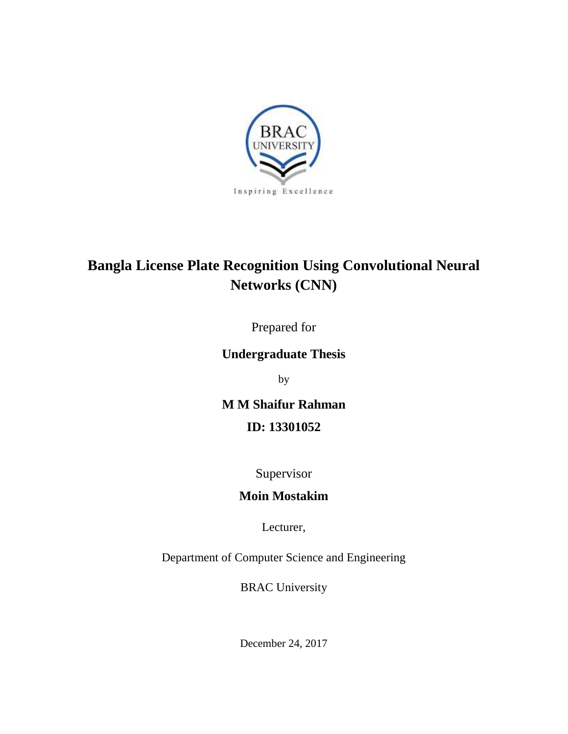# Bangla License Plate Recognition Using Convolutional Neural Networks (CNN)

Prepared for

**Undergraduate Thesis**

by

**M M Shaifur Rahman**

**ID: 13301052**

Supervisor

**Moin Mostakim**

Lecturer,

Department of Computer Science and Engineering

BRAC University

December 24, 2017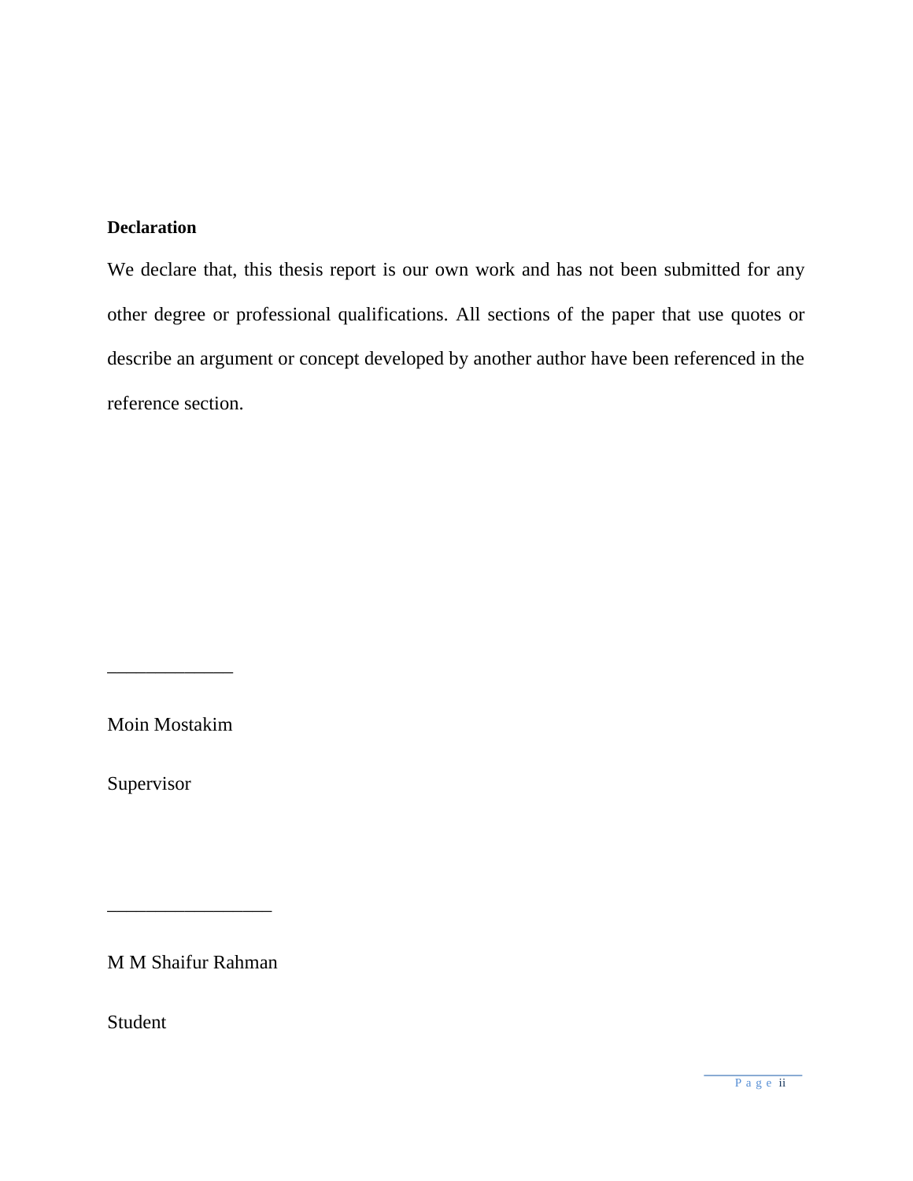**Declaration**

We declare that, this thesis report is our own work and has not been submitted for any other degree or professional qualifications. All sections of the paper that use quotes or describe an argument or concept developed by another author have been referenced in the reference section.

_____________

Moin Mostakim

Supervisor

_________________

M M Shaifur Rahman

Student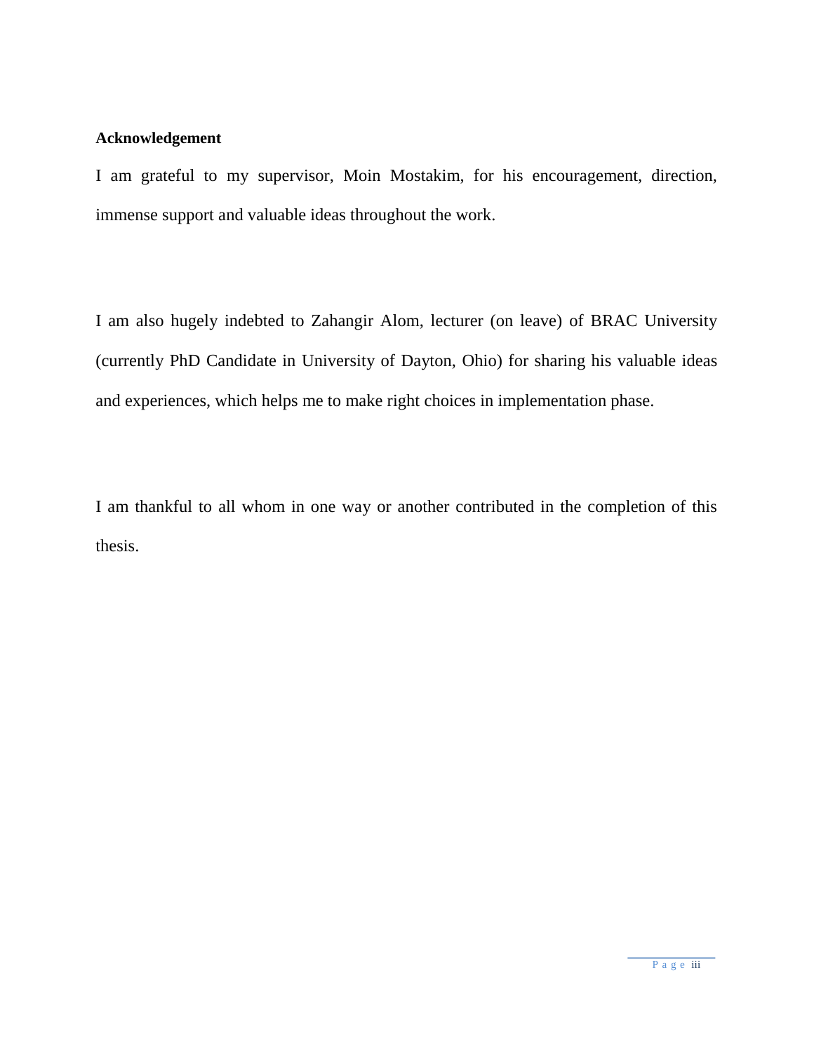## Acknowledgement

I am grateful to my supervisor, Moin Mostakim, for his encouragement, direction, immense support and valuable ideas throughout the work.

I am also hugely indebted to Zahangir Alom, lecturer (on leave) of BRAC University (currently PhD Candidate in University of Dayton, Ohio) for sharing his valuable ideas and experiences, which helps me to make right choices in implementation phase.

I am thankful to all whom in one way or another contributed in the completion of this thesis.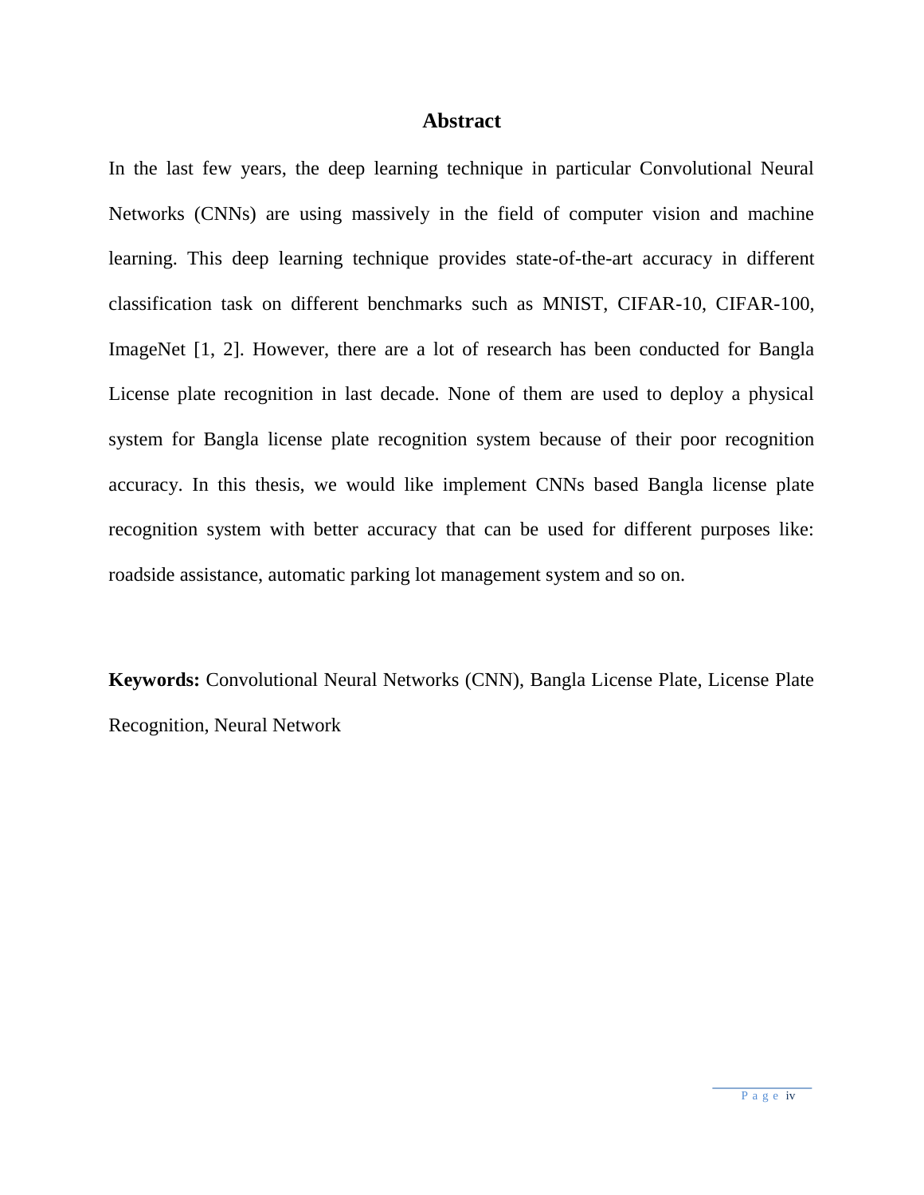# Abstract

In the last few years, the deep learning technique in particular Convolutional Neural Networks (CNNs) are using massively in the field of computer vision and machine learning. This deep learning technique provides state-of-the-art accuracy in different classification task on different benchmarks such as MNIST, CIFAR-10, CIFAR-100, ImageNet [1, 2]. However, there are a lot of research has been conducted for Bangla License plate recognition in last decade. None of them are used to deploy a physical system for Bangla license plate recognition system because of their poor recognition accuracy. In this thesis, we would like implement CNNs based Bangla license plate recognition system with better accuracy that can be used for different purposes like: roadside assistance, automatic parking lot management system and so on.

**Keywords:** Convolutional Neural Networks (CNN), Bangla License Plate, License Plate Recognition, Neural Network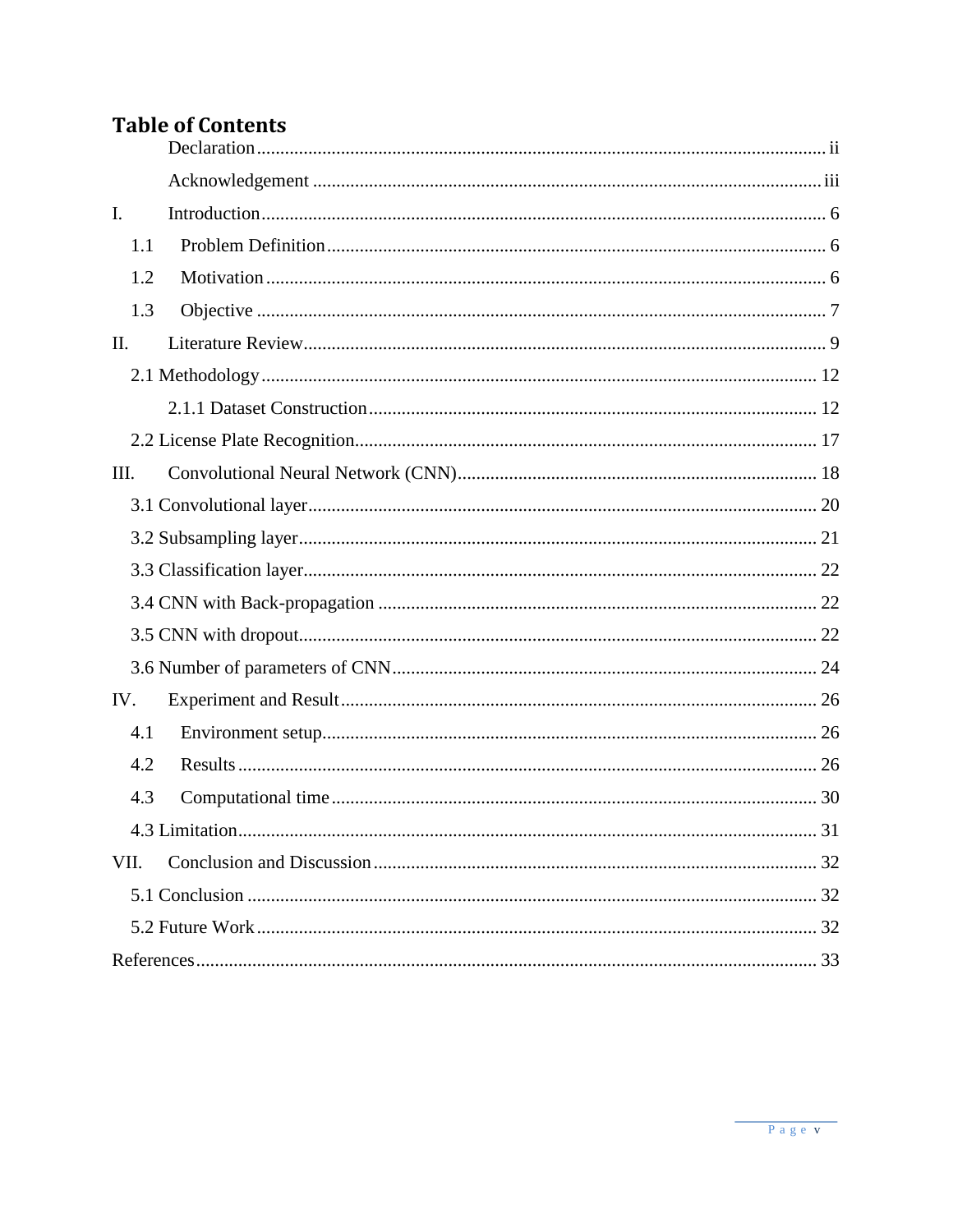# Table of Contents

Declaration ............................................................ ii

Acknowledgement ............................................................ iii

I. Introduction ............................................................ 6

1.1 Problem Definition ............................................................ 6

1.2 Motivation ............................................................ 6

1.3 Objective ............................................................ 7

II. Literature Review ............................................................ 9

2.1 Methodology ............................................................ 12

2.1.1 Dataset Construction ............................................................ 12

2.2 License Plate Recognition ............................................................ 17

III. Convolutional Neural Network (CNN) ............................................................ 18

3.1 Convolutional layer ............................................................ 20

3.2 Subsampling layer ............................................................ 21

3.3 Classification layer ............................................................ 22

3.4 CNN with Back-propagation ............................................................ 22

3.5 CNN with dropout ............................................................ 22

3.6 Number of parameters of CNN ............................................................ 24

IV. Experiment and Result ............................................................ 26

4.1 Environment setup ............................................................ 26

4.2 Results ............................................................ 26

4.3 Computational time ............................................................ 30

4.3 Limitation ............................................................ 31

VII. Conclusion and Discussion ............................................................ 32

5.1 Conclusion ............................................................ 32

5.2 Future Work ............................................................ 32

References ............................................................ 33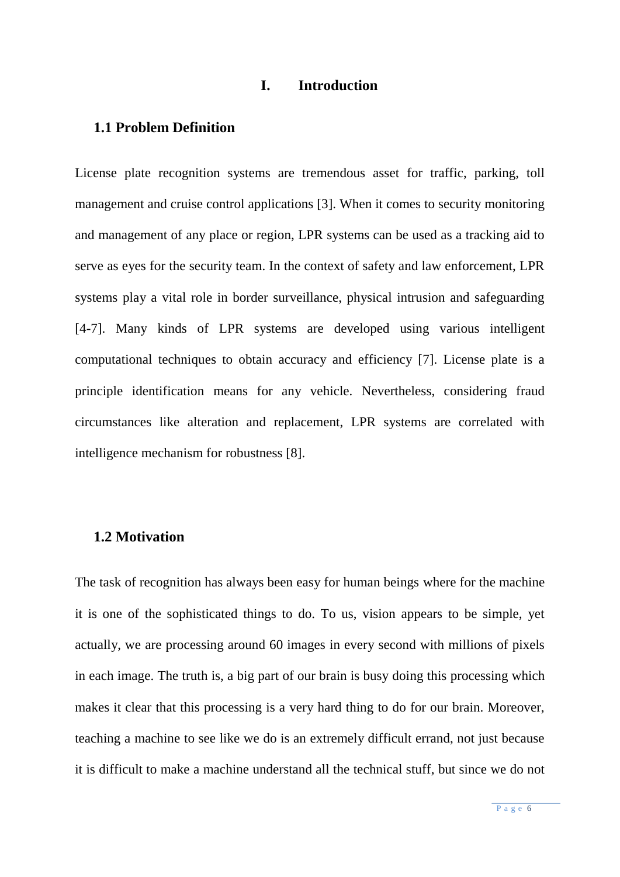# I. Introduction

## 1.1 Problem Definition

License plate recognition systems are tremendous asset for traffic, parking, toll management and cruise control applications [3]. When it comes to security monitoring and management of any place or region, LPR systems can be used as a tracking aid to serve as eyes for the security team. In the context of safety and law enforcement, LPR systems play a vital role in border surveillance, physical intrusion and safeguarding [4-7]. Many kinds of LPR systems are developed using various intelligent computational techniques to obtain accuracy and efficiency [7]. License plate is a principle identification means for any vehicle. Nevertheless, considering fraud circumstances like alteration and replacement, LPR systems are correlated with intelligence mechanism for robustness [8].

## 1.2 Motivation

The task of recognition has always been easy for human beings where for the machine it is one of the sophisticated things to do. To us, vision appears to be simple, yet actually, we are processing around 60 images in every second with millions of pixels in each image. The truth is, a big part of our brain is busy doing this processing which makes it clear that this processing is a very hard thing to do for our brain. Moreover, teaching a machine to see like we do is an extremely difficult errand, not just because it is difficult to make a machine understand all the technical stuff, but since we do not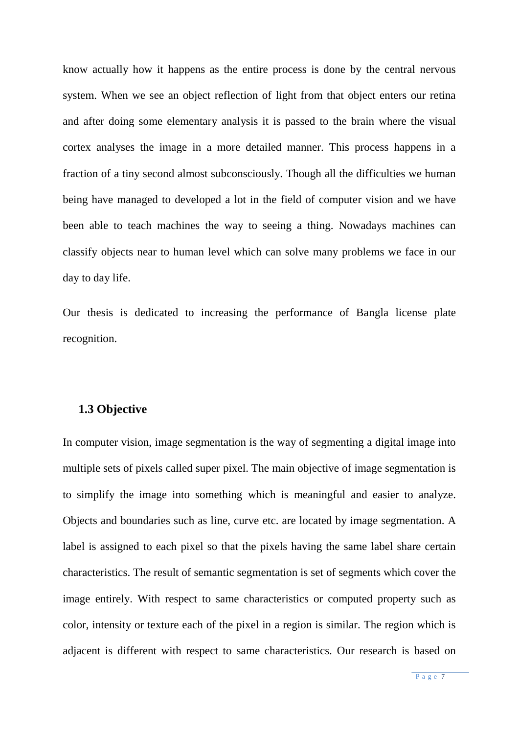know actually how it happens as the entire process is done by the central nervous system. When we see an object reflection of light from that object enters our retina and after doing some elementary analysis it is passed to the brain where the visual cortex analyses the image in a more detailed manner. This process happens in a fraction of a tiny second almost subconsciously. Though all the difficulties we human being have managed to developed a lot in the field of computer vision and we have been able to teach machines the way to seeing a thing. Nowadays machines can classify objects near to human level which can solve many problems we face in our day to day life.

Our thesis is dedicated to increasing the performance of Bangla license plate recognition.

### 1.3 Objective

In computer vision, image segmentation is the way of segmenting a digital image into multiple sets of pixels called super pixel. The main objective of image segmentation is to simplify the image into something which is meaningful and easier to analyze. Objects and boundaries such as line, curve etc. are located by image segmentation. A label is assigned to each pixel so that the pixels having the same label share certain characteristics. The result of semantic segmentation is set of segments which cover the image entirely. With respect to same characteristics or computed property such as color, intensity or texture each of the pixel in a region is similar. The region which is adjacent is different with respect to same characteristics. Our research is based on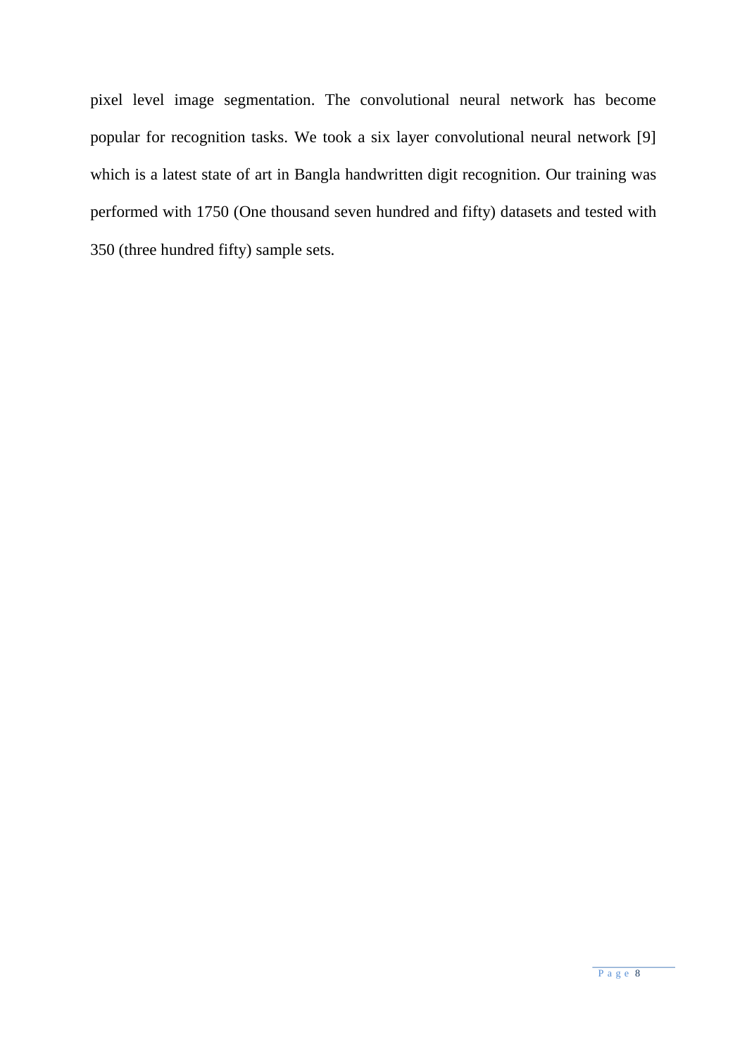pixel level image segmentation. The convolutional neural network has become popular for recognition tasks. We took a six layer convolutional neural network [9] which is a latest state of art in Bangla handwritten digit recognition. Our training was performed with 1750 (One thousand seven hundred and fifty) datasets and tested with 350 (three hundred fifty) sample sets.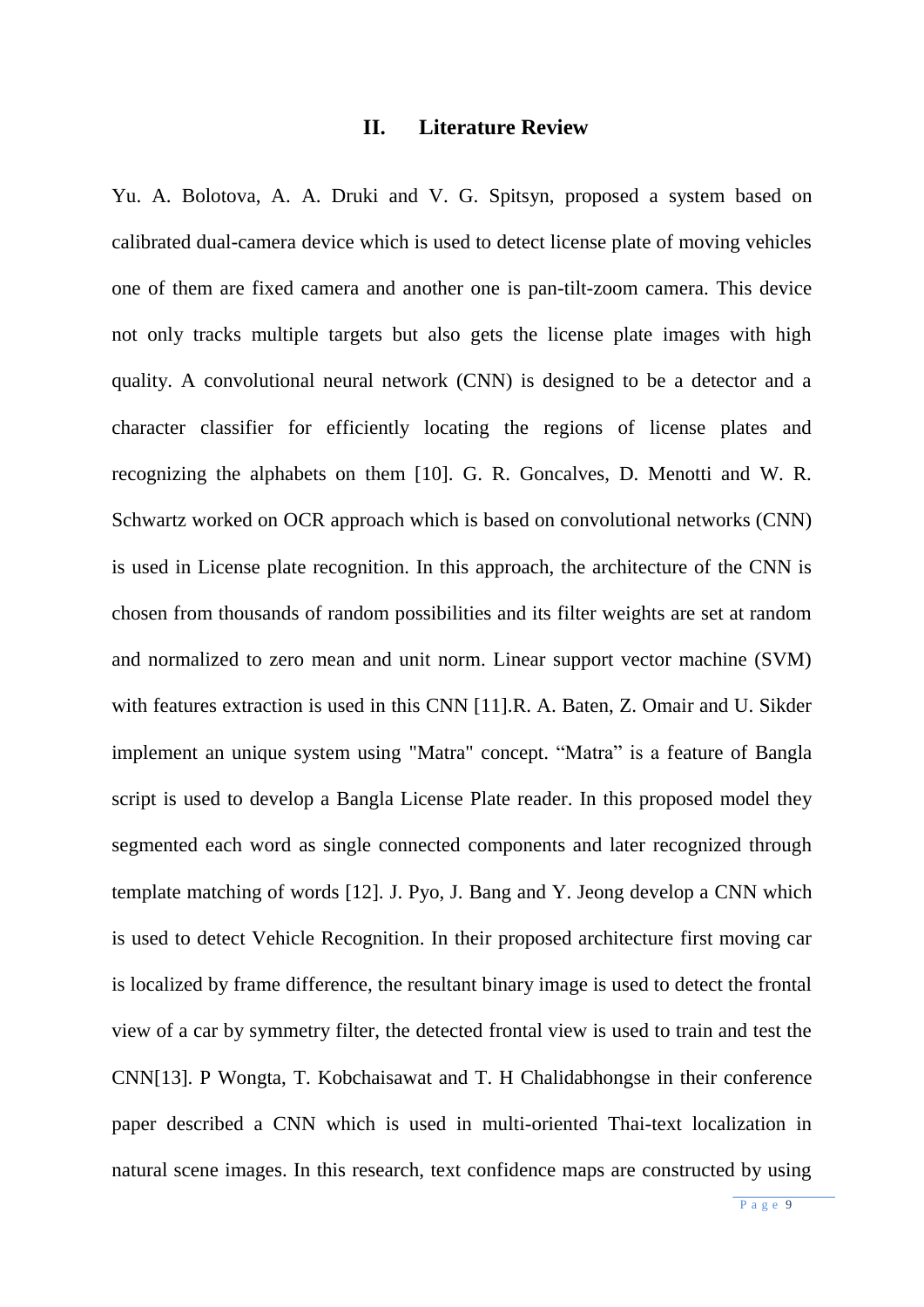## II. Literature Review

Yu. A. Bolotova, A. A. Druki and V. G. Spitsyn, proposed a system based on calibrated dual-camera device which is used to detect license plate of moving vehicles one of them are fixed camera and another one is pan-tilt-zoom camera. This device not only tracks multiple targets but also gets the license plate images with high quality. A convolutional neural network (CNN) is designed to be a detector and a character classifier for efficiently locating the regions of license plates and recognizing the alphabets on them [10]. G. R. Goncalves, D. Menotti and W. R. Schwartz worked on OCR approach which is based on convolutional networks (CNN) is used in License plate recognition. In this approach, the architecture of the CNN is chosen from thousands of random possibilities and its filter weights are set at random and normalized to zero mean and unit norm. Linear support vector machine (SVM) with features extraction is used in this CNN [11].R. A. Baten, Z. Omair and U. Sikder implement an unique system using "Matra" concept. “Matra” is a feature of Bangla script is used to develop a Bangla License Plate reader. In this proposed model they segmented each word as single connected components and later recognized through template matching of words [12]. J. Pyo, J. Bang and Y. Jeong develop a CNN which is used to detect Vehicle Recognition. In their proposed architecture first moving car is localized by frame difference, the resultant binary image is used to detect the frontal view of a car by symmetry filter, the detected frontal view is used to train and test the CNN[13]. P Wongta, T. Kobchaisawat and T. H Chalidabhongse in their conference paper described a CNN which is used in multi-oriented Thai-text localization in natural scene images. In this research, text confidence maps are constructed by using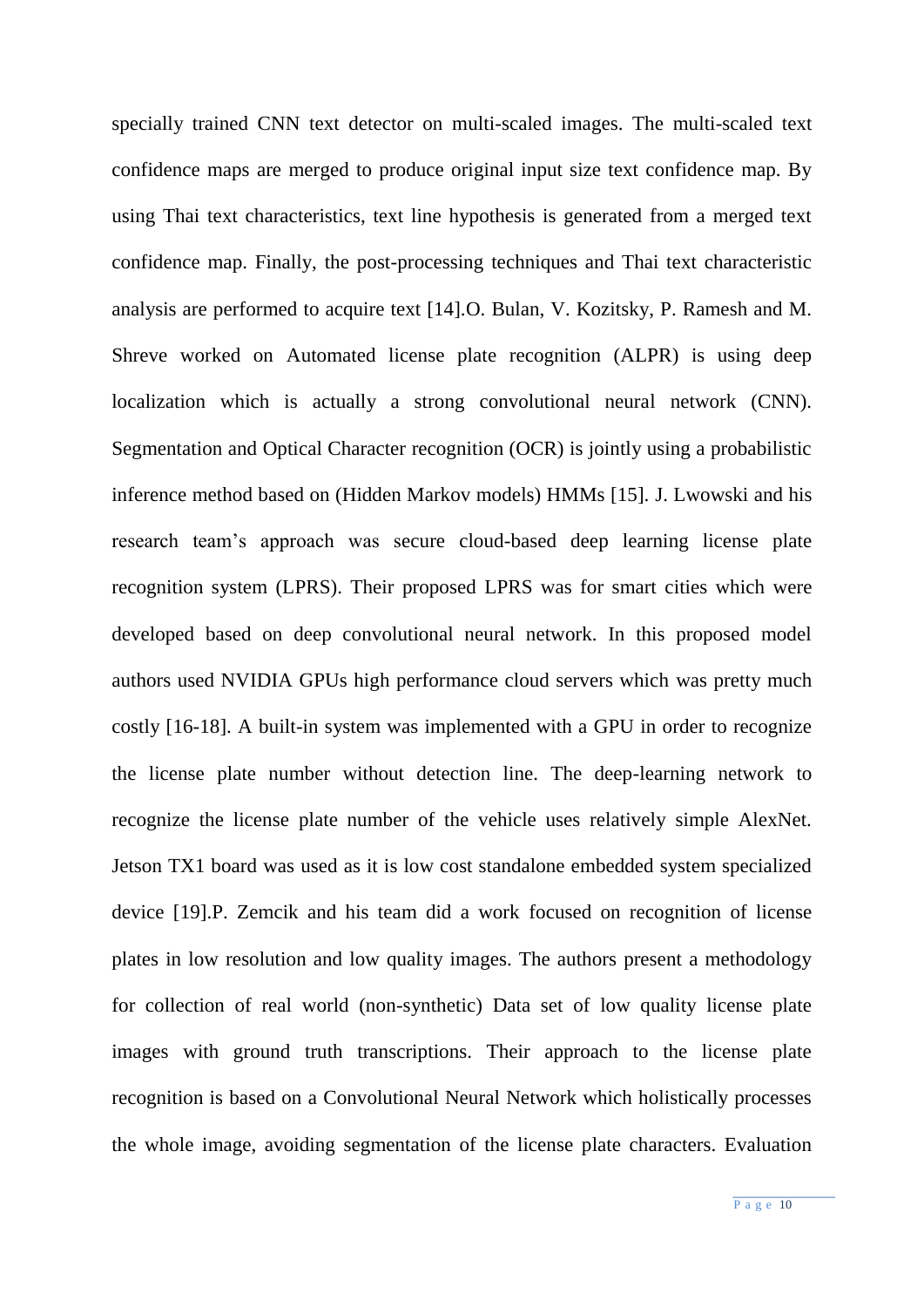specially trained CNN text detector on multi-scaled images. The multi-scaled text confidence maps are merged to produce original input size text confidence map. By using Thai text characteristics, text line hypothesis is generated from a merged text confidence map. Finally, the post-processing techniques and Thai text characteristic analysis are performed to acquire text [14].O. Bulan, V. Kozitsky, P. Ramesh and M. Shreve worked on Automated license plate recognition (ALPR) is using deep localization which is actually a strong convolutional neural network (CNN). Segmentation and Optical Character recognition (OCR) is jointly using a probabilistic inference method based on (Hidden Markov models) HMMs [15]. J. Lwowski and his research team's approach was secure cloud-based deep learning license plate recognition system (LPRS). Their proposed LPRS was for smart cities which were developed based on deep convolutional neural network. In this proposed model authors used NVIDIA GPUs high performance cloud servers which was pretty much costly [16-18]. A built-in system was implemented with a GPU in order to recognize the license plate number without detection line. The deep-learning network to recognize the license plate number of the vehicle uses relatively simple AlexNet. Jetson TX1 board was used as it is low cost standalone embedded system specialized device [19].P. Zemcik and his team did a work focused on recognition of license plates in low resolution and low quality images. The authors present a methodology for collection of real world (non-synthetic) Data set of low quality license plate images with ground truth transcriptions. Their approach to the license plate recognition is based on a Convolutional Neural Network which holistically processes the whole image, avoiding segmentation of the license plate characters. Evaluation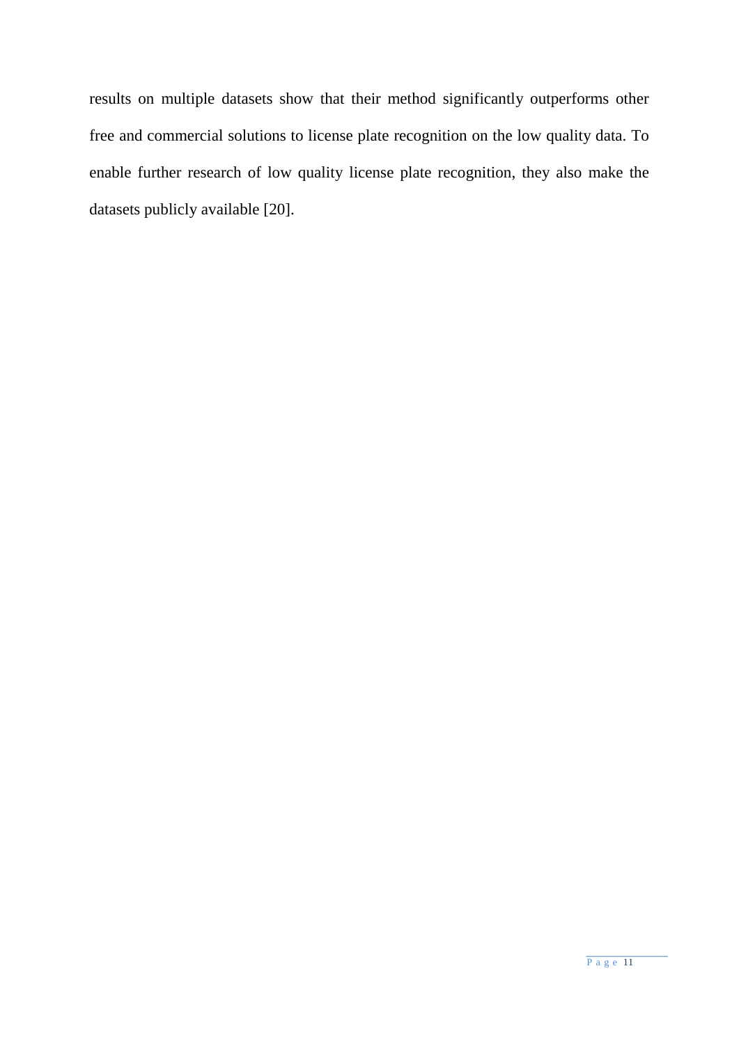results on multiple datasets show that their method significantly outperforms other free and commercial solutions to license plate recognition on the low quality data. To enable further research of low quality license plate recognition, they also make the datasets publicly available [20].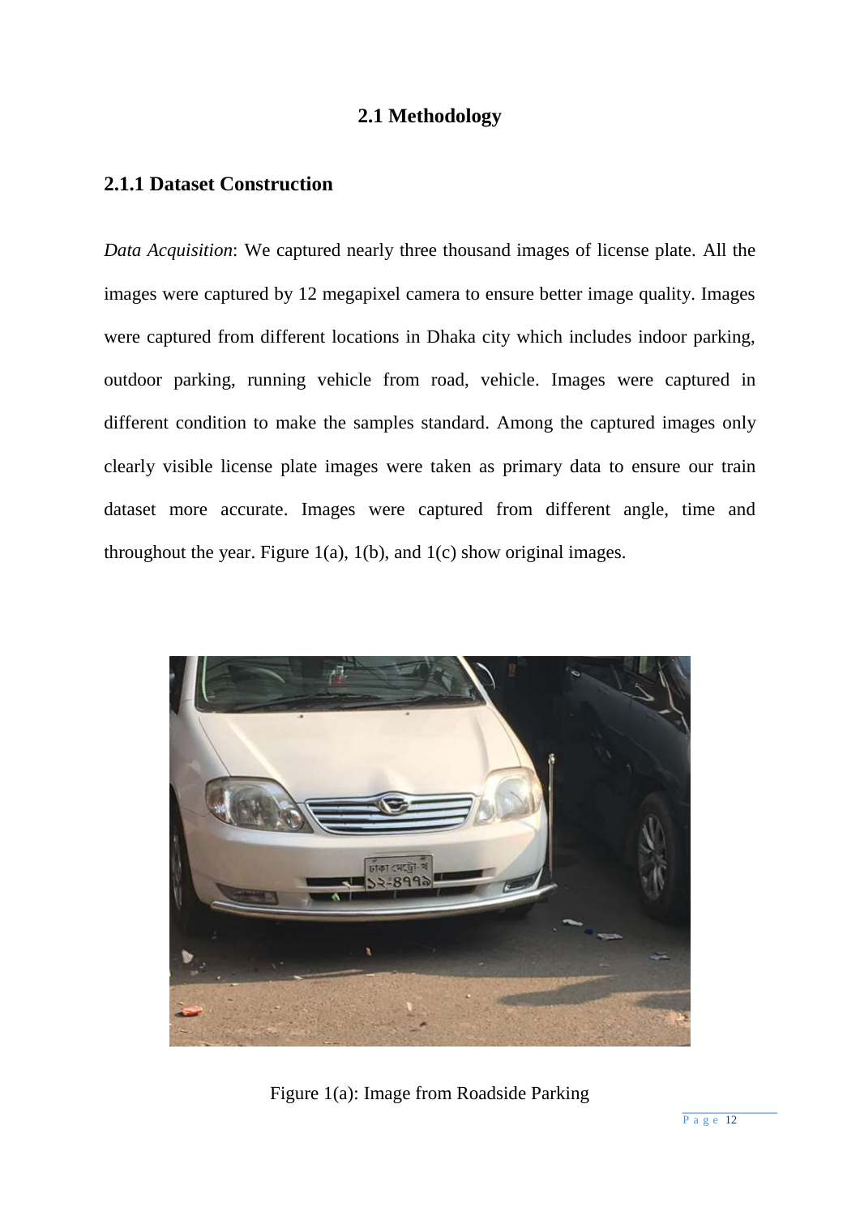## 2.1 Methodology

### 2.1.1 Dataset Construction

*Data Acquisition*: We captured nearly three thousand images of license plate. All the images were captured by 12 megapixel camera to ensure better image quality. Images were captured from different locations in Dhaka city which includes indoor parking, outdoor parking, running vehicle from road, vehicle. Images were captured in different condition to make the samples standard. Among the captured images only clearly visible license plate images were taken as primary data to ensure our train dataset more accurate. Images were captured from different angle, time and throughout the year. Figure 1(a), 1(b), and 1(c) show original images.

Figure 1(a): Image from Roadside Parking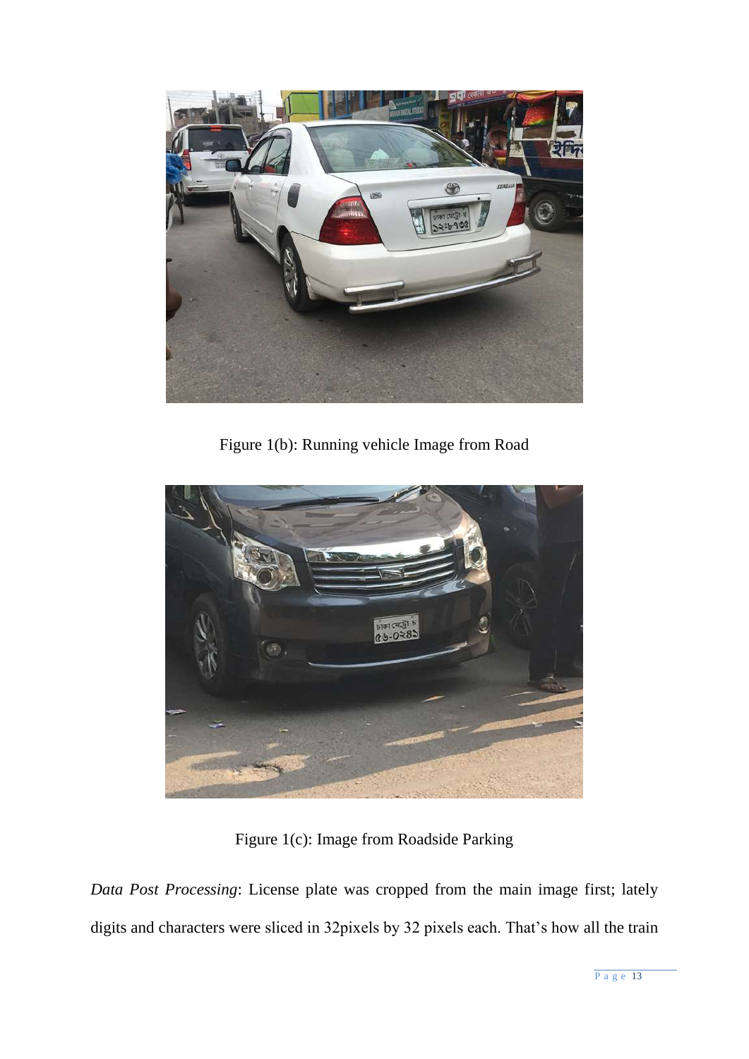Figure 1(b): Running vehicle Image from Road

Figure 1(c): Image from Roadside Parking

*Data Post Processing*: License plate was cropped from the main image first; lately digits and characters were sliced in 32pixels by 32 pixels each. That's how all the train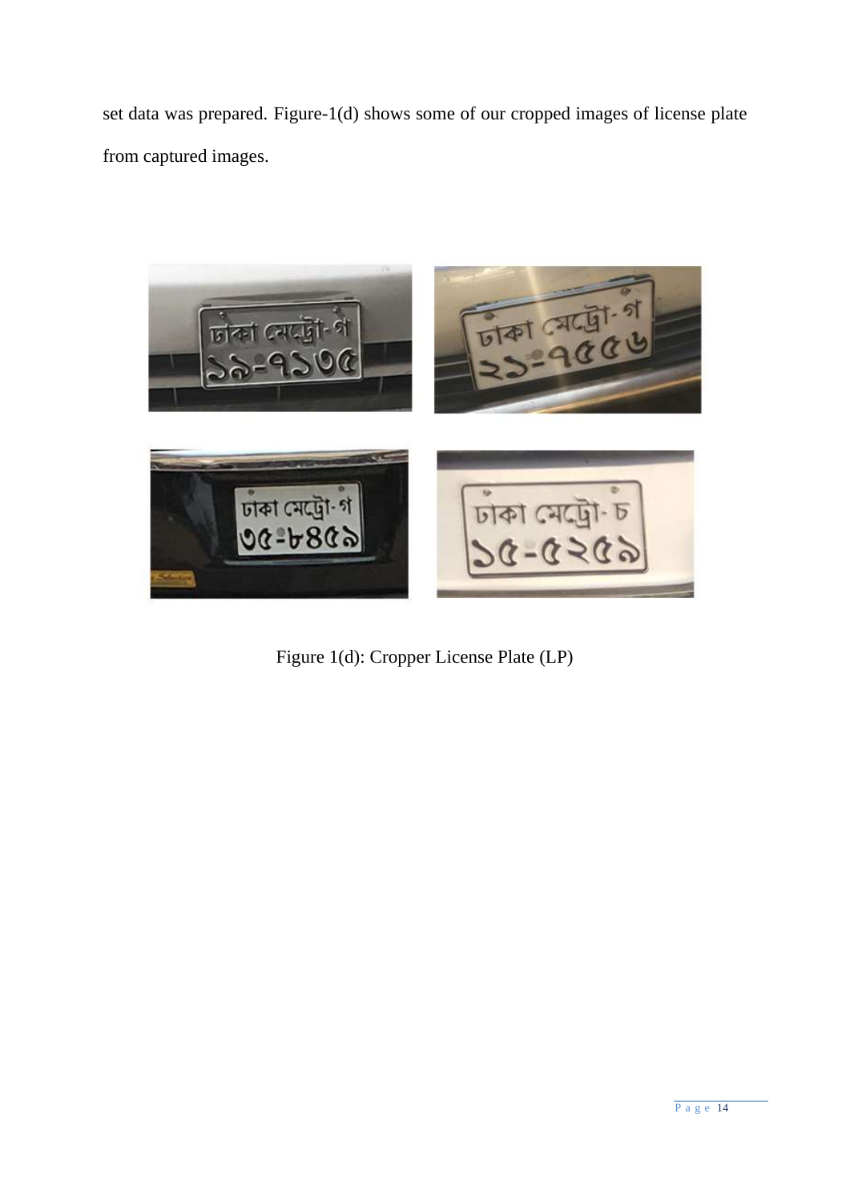set data was prepared. Figure-1(d) shows some of our cropped images of license plate from captured images.

Figure 1(d): Cropper License Plate (LP)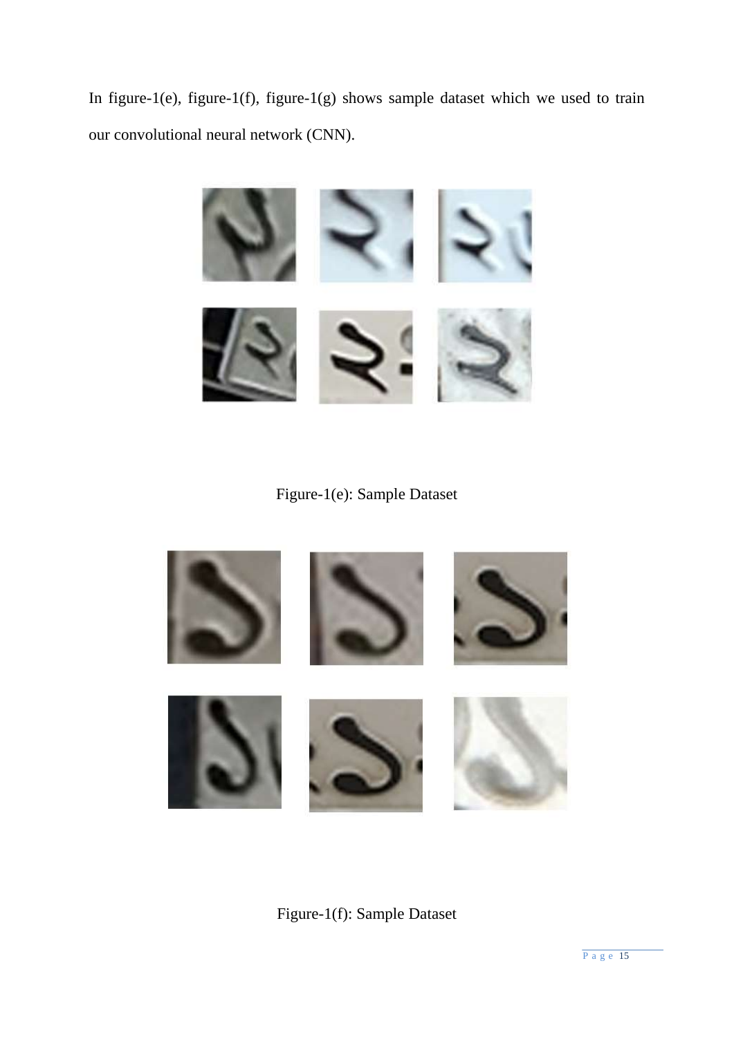In figure-1(e), figure-1(f), figure-1(g) shows sample dataset which we used to train our convolutional neural network (CNN).

Figure-1(e): Sample Dataset

Figure-1(f): Sample Dataset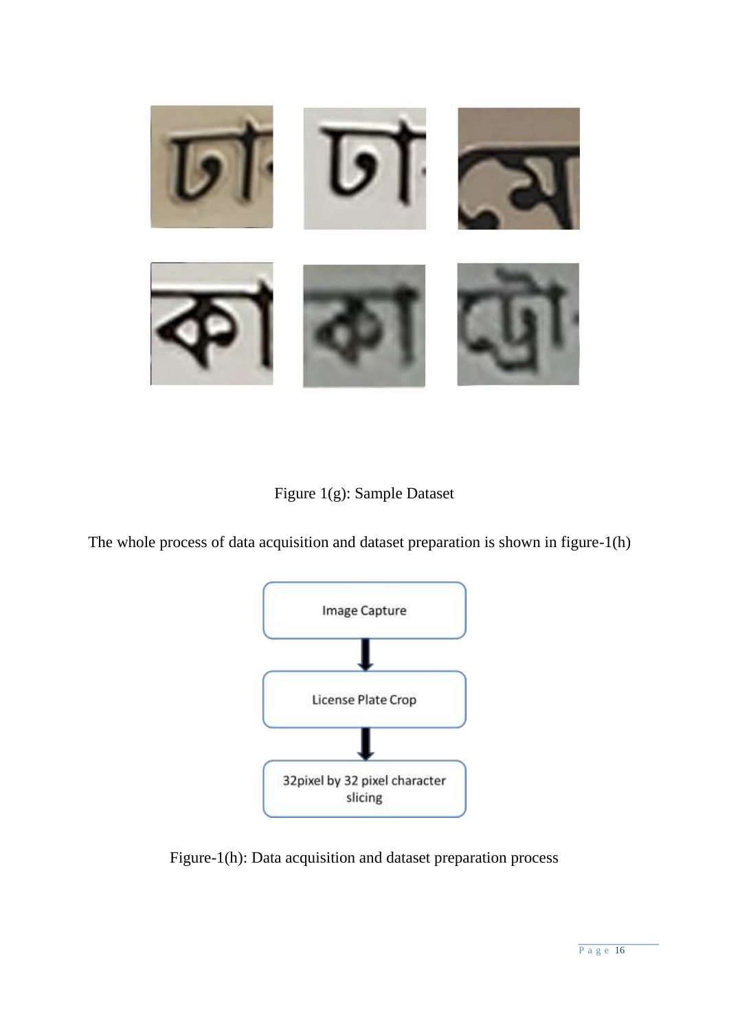Figure 1(g): Sample Dataset

The whole process of data acquisition and dataset preparation is shown in figure-1(h)

Image Capture

↓

License Plate Crop

↓

32pixel by 32 pixel character slicing

Figure-1(h): Data acquisition and dataset preparation process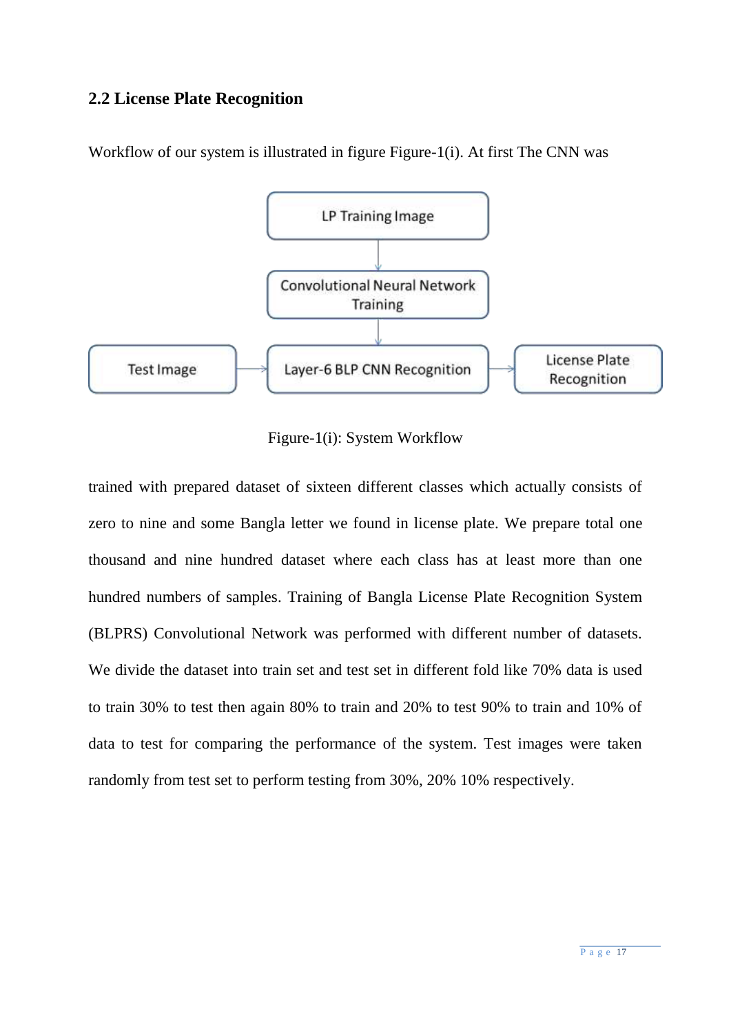## 2.2 License Plate Recognition

Workflow of our system is illustrated in figure Figure-1(i). At first The CNN was

Figure-1(i): System Workflow

trained with prepared dataset of sixteen different classes which actually consists of zero to nine and some Bangla letter we found in license plate. We prepare total one thousand and nine hundred dataset where each class has at least more than one hundred numbers of samples. Training of Bangla License Plate Recognition System (BLPRS) Convolutional Network was performed with different number of datasets. We divide the dataset into train set and test set in different fold like 70% data is used to train 30% to test then again 80% to train and 20% to test 90% to train and 10% of data to test for comparing the performance of the system. Test images were taken randomly from test set to perform testing from 30%, 20% 10% respectively.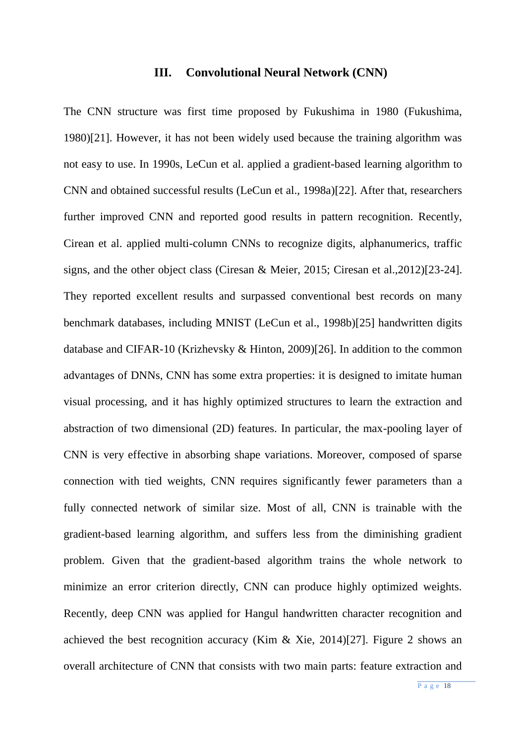## III. Convolutional Neural Network (CNN)

The CNN structure was first time proposed by Fukushima in 1980 (Fukushima, 1980)[21]. However, it has not been widely used because the training algorithm was not easy to use. In 1990s, LeCun et al. applied a gradient-based learning algorithm to CNN and obtained successful results (LeCun et al., 1998a)[22]. After that, researchers further improved CNN and reported good results in pattern recognition. Recently, Cirean et al. applied multi-column CNNs to recognize digits, alphanumerics, traffic signs, and the other object class (Ciresan & Meier, 2015; Ciresan et al.,2012)[23-24]. They reported excellent results and surpassed conventional best records on many benchmark databases, including MNIST (LeCun et al., 1998b)[25] handwritten digits database and CIFAR-10 (Krizhevsky & Hinton, 2009)[26]. In addition to the common advantages of DNNs, CNN has some extra properties: it is designed to imitate human visual processing, and it has highly optimized structures to learn the extraction and abstraction of two dimensional (2D) features. In particular, the max-pooling layer of CNN is very effective in absorbing shape variations. Moreover, composed of sparse connection with tied weights, CNN requires significantly fewer parameters than a fully connected network of similar size. Most of all, CNN is trainable with the gradient-based learning algorithm, and suffers less from the diminishing gradient problem. Given that the gradient-based algorithm trains the whole network to minimize an error criterion directly, CNN can produce highly optimized weights. Recently, deep CNN was applied for Hangul handwritten character recognition and achieved the best recognition accuracy (Kim & Xie, 2014)[27]. Figure 2 shows an overall architecture of CNN that consists with two main parts: feature extraction and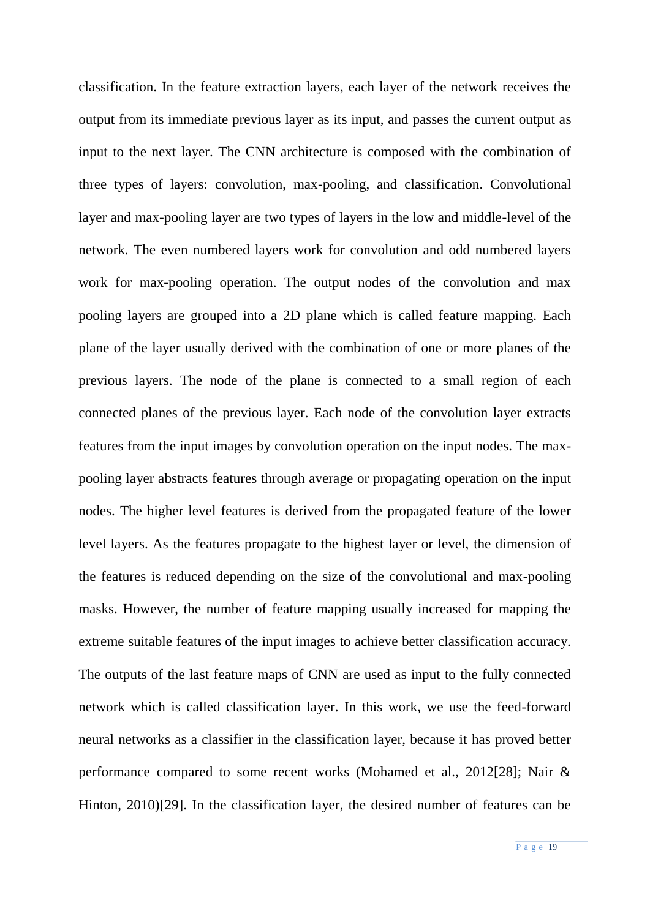classification. In the feature extraction layers, each layer of the network receives the output from its immediate previous layer as its input, and passes the current output as input to the next layer. The CNN architecture is composed with the combination of three types of layers: convolution, max-pooling, and classification. Convolutional layer and max-pooling layer are two types of layers in the low and middle-level of the network. The even numbered layers work for convolution and odd numbered layers work for max-pooling operation. The output nodes of the convolution and max pooling layers are grouped into a 2D plane which is called feature mapping. Each plane of the layer usually derived with the combination of one or more planes of the previous layers. The node of the plane is connected to a small region of each connected planes of the previous layer. Each node of the convolution layer extracts features from the input images by convolution operation on the input nodes. The max-pooling layer abstracts features through average or propagating operation on the input nodes. The higher level features is derived from the propagated feature of the lower level layers. As the features propagate to the highest layer or level, the dimension of the features is reduced depending on the size of the convolutional and max-pooling masks. However, the number of feature mapping usually increased for mapping the extreme suitable features of the input images to achieve better classification accuracy. The outputs of the last feature maps of CNN are used as input to the fully connected network which is called classification layer. In this work, we use the feed-forward neural networks as a classifier in the classification layer, because it has proved better performance compared to some recent works (Mohamed et al., 2012[28]; Nair & Hinton, 2010)[29]. In the classification layer, the desired number of features can be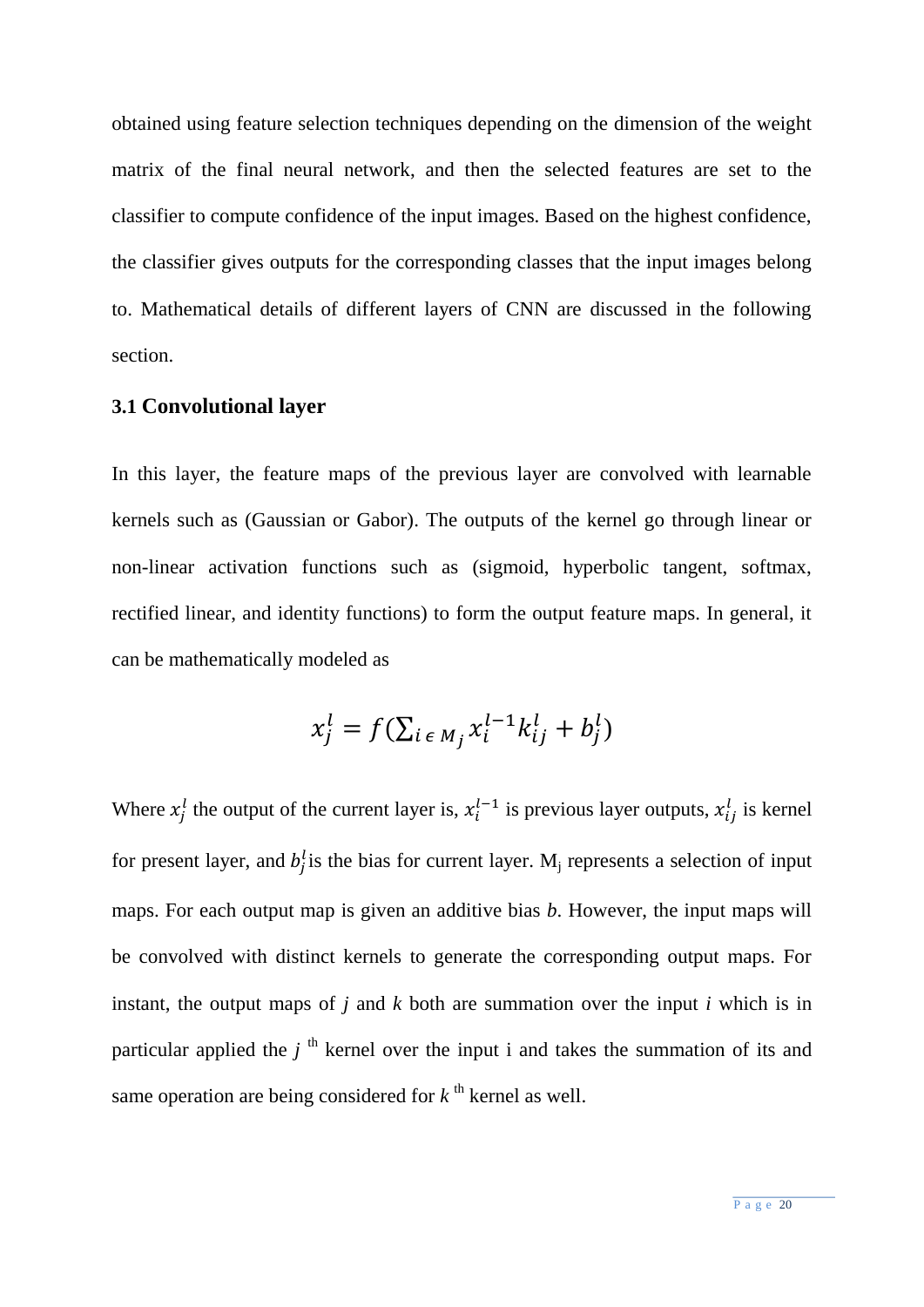obtained using feature selection techniques depending on the dimension of the weight matrix of the final neural network, and then the selected features are set to the classifier to compute confidence of the input images. Based on the highest confidence, the classifier gives outputs for the corresponding classes that the input images belong to. Mathematical details of different layers of CNN are discussed in the following section.

### 3.1 Convolutional layer

In this layer, the feature maps of the previous layer are convolved with learnable kernels such as (Gaussian or Gabor). The outputs of the kernel go through linear or non-linear activation functions such as (sigmoid, hyperbolic tangent, softmax, rectified linear, and identity functions) to form the output feature maps. In general, it can be mathematically modeled as

$$x_j^l = f(\sum_{i \in M_j} x_i^{l-1} k_{ij}^l + b_j^l)$$

Where $x_j^l$ the output of the current layer is, $x_i^{l-1}$ is previous layer outputs, $x_{ij}^l$ is kernel for present layer, and $b_j^l$ is the bias for current layer. $M_j$ represents a selection of input maps. For each output map is given an additive bias *b*. However, the input maps will be convolved with distinct kernels to generate the corresponding output maps. For instant, the output maps of *j* and *k* both are summation over the input *i* which is in particular applied the *j* th kernel over the input i and takes the summation of its and same operation are being considered for *k* th kernel as well.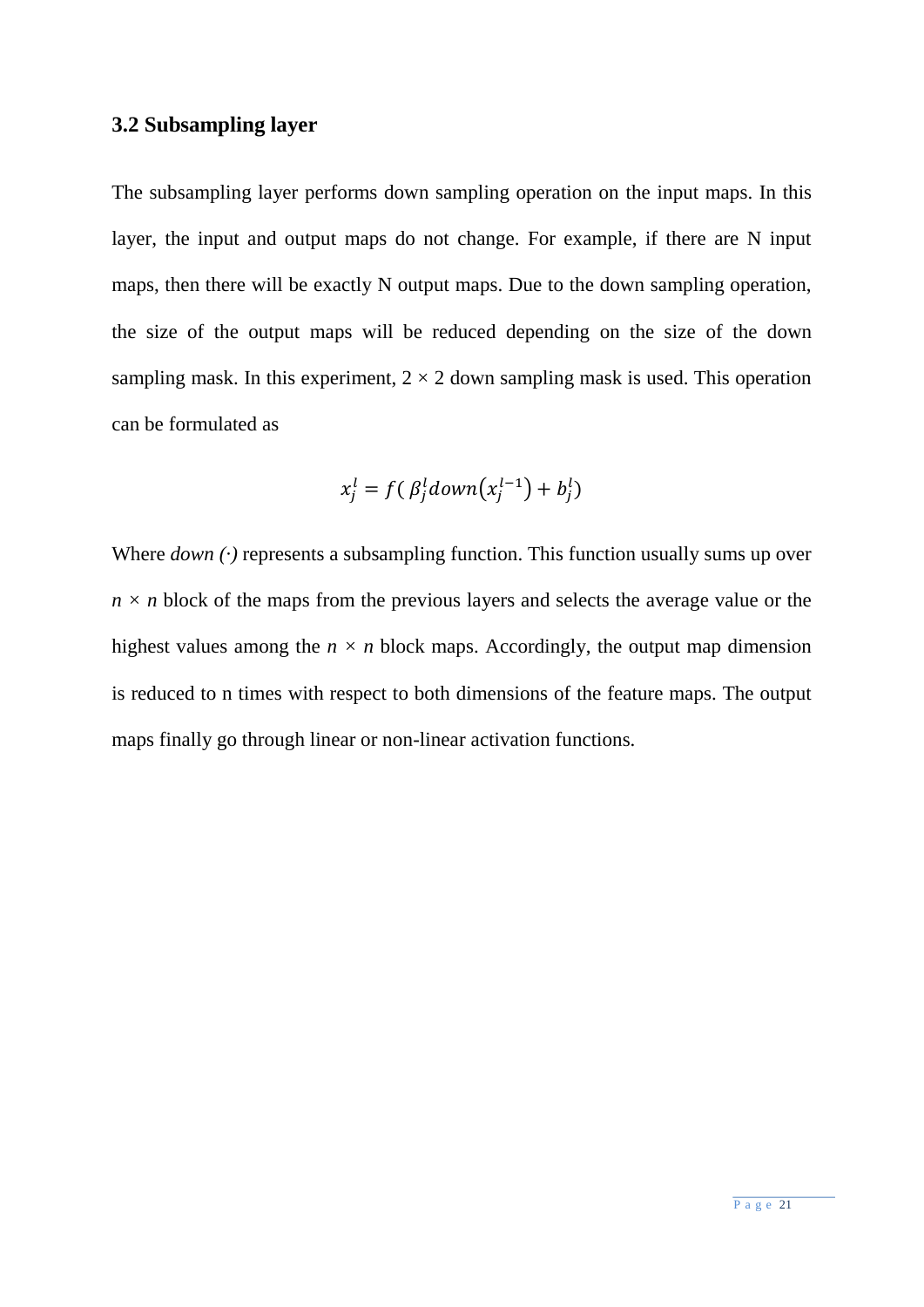### 3.2 Subsampling layer

The subsampling layer performs down sampling operation on the input maps. In this layer, the input and output maps do not change. For example, if there are N input maps, then there will be exactly N output maps. Due to the down sampling operation, the size of the output maps will be reduced depending on the size of the down sampling mask. In this experiment, $2 \times 2$ down sampling mask is used. This operation can be formulated as

$$x_j^l = f(\,\beta_j^l down\left(x_j^{l-1}\right) + b_j^l)$$

Where *down (·)* represents a subsampling function. This function usually sums up over $n \times n$ block of the maps from the previous layers and selects the average value or the highest values among the $n \times n$ block maps. Accordingly, the output map dimension is reduced to n times with respect to both dimensions of the feature maps. The output maps finally go through linear or non-linear activation functions.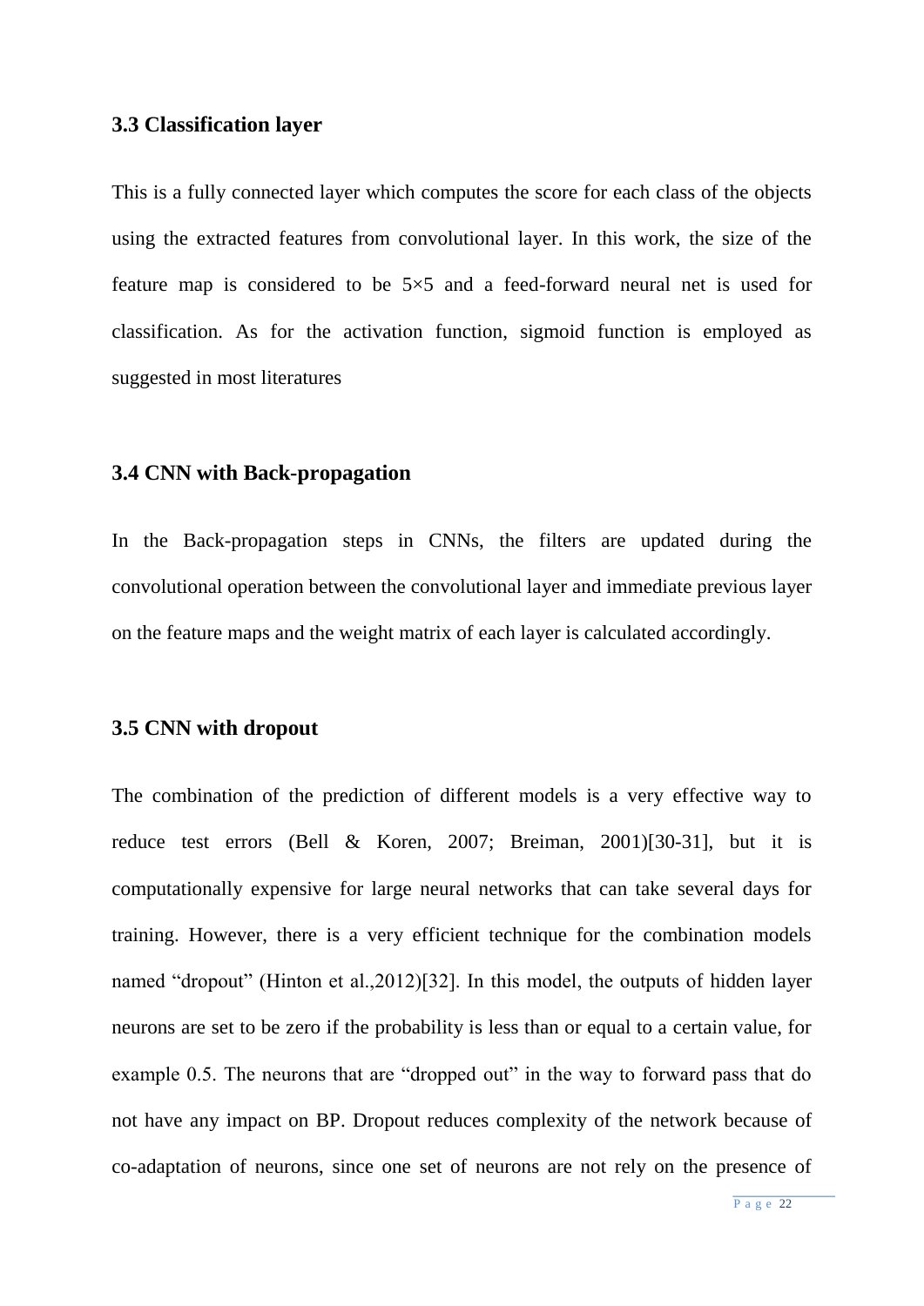### 3.3 Classification layer

This is a fully connected layer which computes the score for each class of the objects using the extracted features from convolutional layer. In this work, the size of the feature map is considered to be 5×5 and a feed-forward neural net is used for classification. As for the activation function, sigmoid function is employed as suggested in most literatures

### 3.4 CNN with Back-propagation

In the Back-propagation steps in CNNs, the filters are updated during the convolutional operation between the convolutional layer and immediate previous layer on the feature maps and the weight matrix of each layer is calculated accordingly.

### 3.5 CNN with dropout

The combination of the prediction of different models is a very effective way to reduce test errors (Bell & Koren, 2007; Breiman, 2001)[30-31], but it is computationally expensive for large neural networks that can take several days for training. However, there is a very efficient technique for the combination models named "dropout" (Hinton et al.,2012)[32]. In this model, the outputs of hidden layer neurons are set to be zero if the probability is less than or equal to a certain value, for example 0.5. The neurons that are "dropped out" in the way to forward pass that do not have any impact on BP. Dropout reduces complexity of the network because of co-adaptation of neurons, since one set of neurons are not rely on the presence of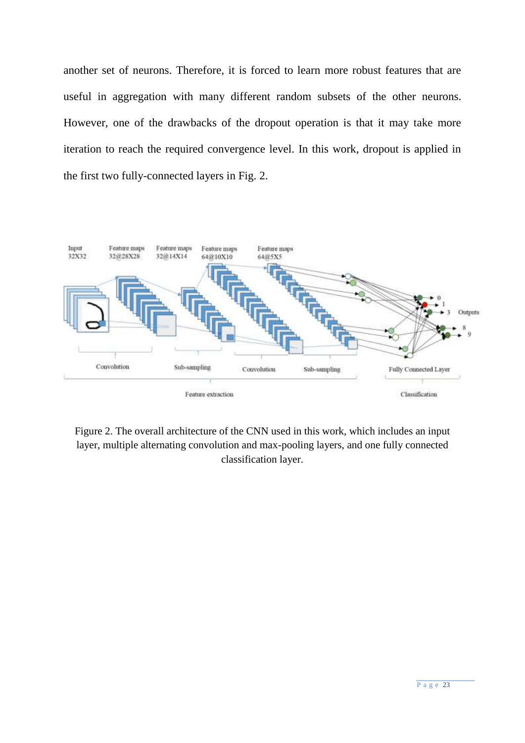another set of neurons. Therefore, it is forced to learn more robust features that are useful in aggregation with many different random subsets of the other neurons. However, one of the drawbacks of the dropout operation is that it may take more iteration to reach the required convergence level. In this work, dropout is applied in the first two fully-connected layers in Fig. 2.

Figure 2. The overall architecture of the CNN used in this work, which includes an input layer, multiple alternating convolution and max-pooling layers, and one fully connected classification layer.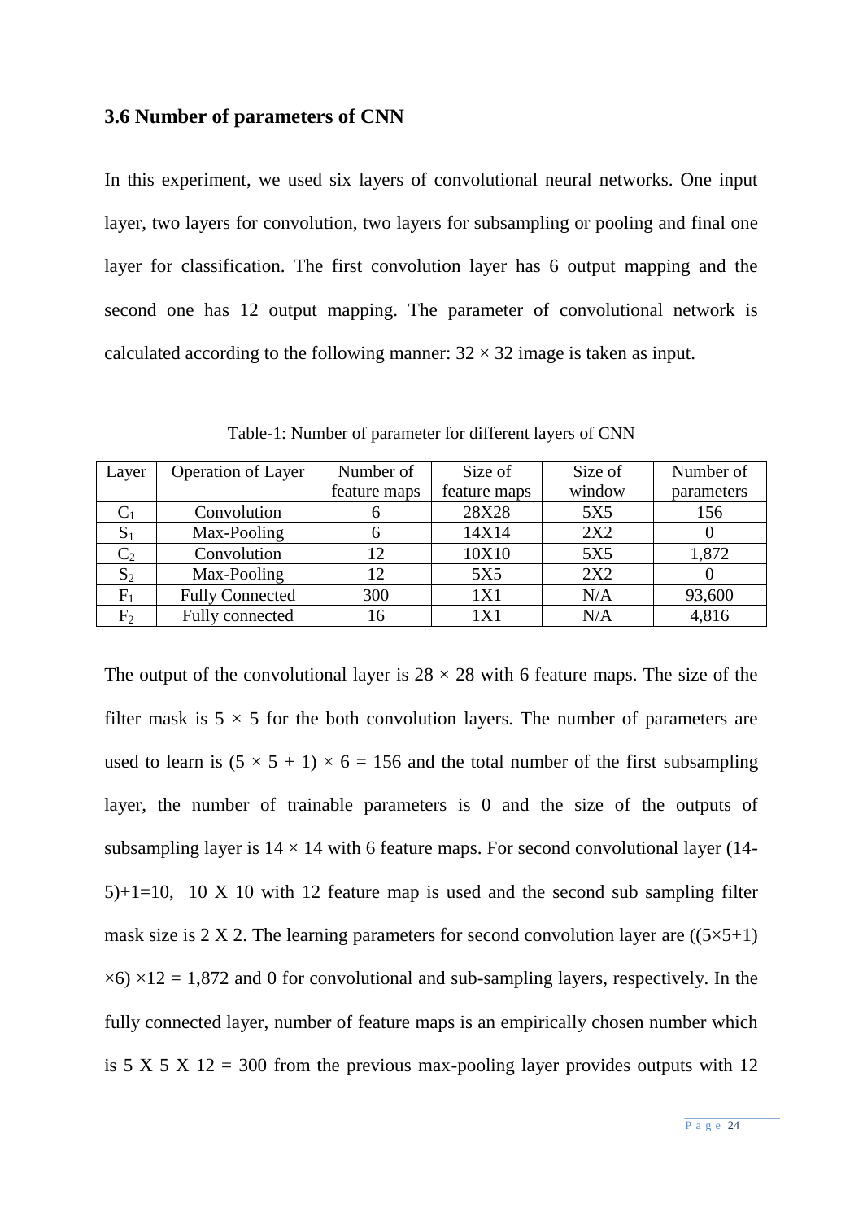### 3.6 Number of parameters of CNN

In this experiment, we used six layers of convolutional neural networks. One input layer, two layers for convolution, two layers for subsampling or pooling and final one layer for classification. The first convolution layer has 6 output mapping and the second one has 12 output mapping. The parameter of convolutional network is calculated according to the following manner: $32 \times 32$ image is taken as input.

Table-1: Number of parameter for different layers of CNN

| Layer | Operation of Layer | Number of feature maps | Size of feature maps | Size of window | Number of parameters |
|---|---|---|---|---|---|
| $C_1$ | Convolution | 6 | 28X28 | 5X5 | 156 |
| $S_1$ | Max-Pooling | 6 | 14X14 | 2X2 | 0 |
| $C_2$ | Convolution | 12 | 10X10 | 5X5 | 1,872 |
| $S_2$ | Max-Pooling | 12 | 5X5 | 2X2 | 0 |
| $F_1$ | Fully Connected | 300 | 1X1 | N/A | 93,600 |
| $F_2$ | Fully connected | 16 | 1X1 | N/A | 4,816 |

The output of the convolutional layer is $28 \times 28$ with 6 feature maps. The size of the filter mask is $5 \times 5$ for the both convolution layers. The number of parameters are used to learn is $(5 \times 5 + 1) \times 6 = 156$ and the total number of the first subsampling layer, the number of trainable parameters is 0 and the size of the outputs of subsampling layer is $14 \times 14$ with 6 feature maps. For second convolutional layer $(14-5)+1=10$, 10 X 10 with 12 feature map is used and the second sub sampling filter mask size is 2 X 2. The learning parameters for second convolution layer are $((5\times5+1)\times6)\times12 = 1{,}872$ and 0 for convolutional and sub-sampling layers, respectively. In the fully connected layer, number of feature maps is an empirically chosen number which is 5 X 5 X 12 = 300 from the previous max-pooling layer provides outputs with 12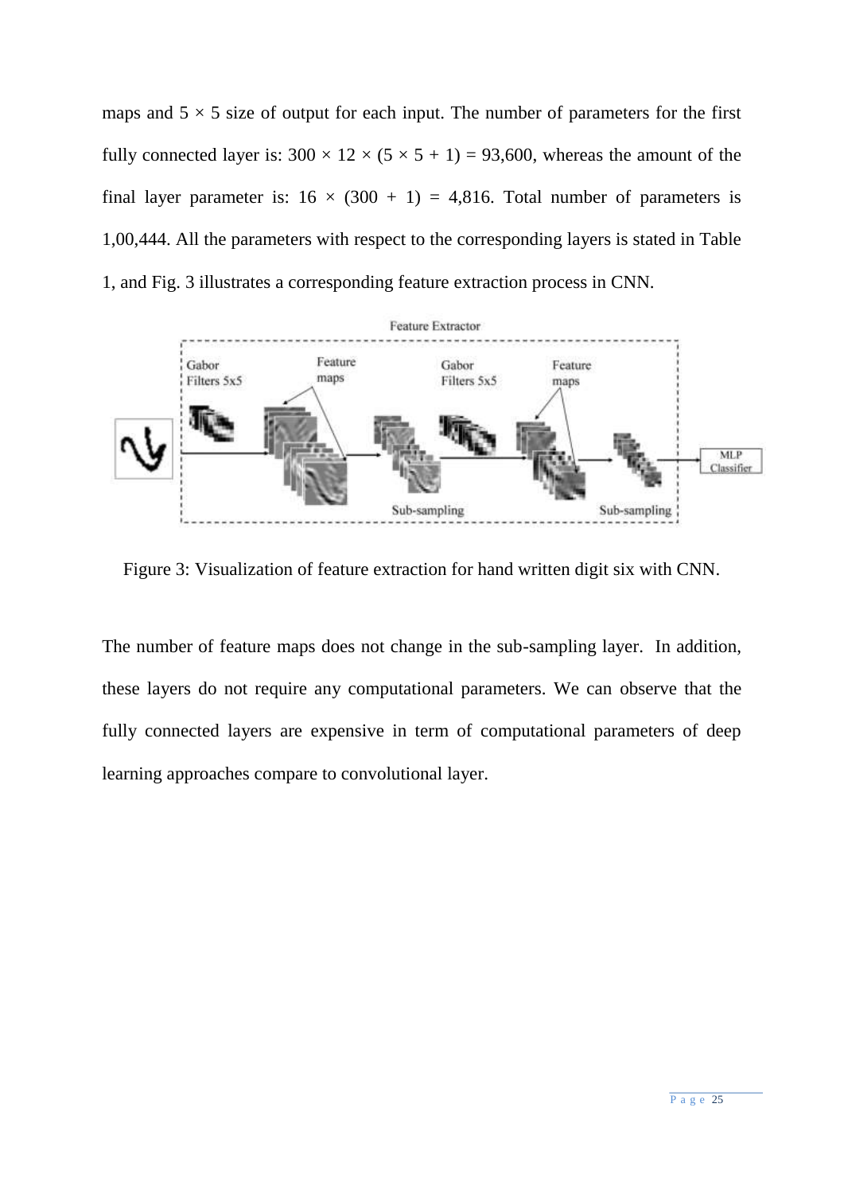maps and $5 \times 5$ size of output for each input. The number of parameters for the first fully connected layer is: $300 \times 12 \times (5 \times 5 + 1) = 93,600$, whereas the amount of the final layer parameter is: $16 \times (300 + 1) = 4,816$. Total number of parameters is 1,00,444. All the parameters with respect to the corresponding layers is stated in Table 1, and Fig. 3 illustrates a corresponding feature extraction process in CNN.

Figure 3: Visualization of feature extraction for hand written digit six with CNN.

The number of feature maps does not change in the sub-sampling layer. In addition, these layers do not require any computational parameters. We can observe that the fully connected layers are expensive in term of computational parameters of deep learning approaches compare to convolutional layer.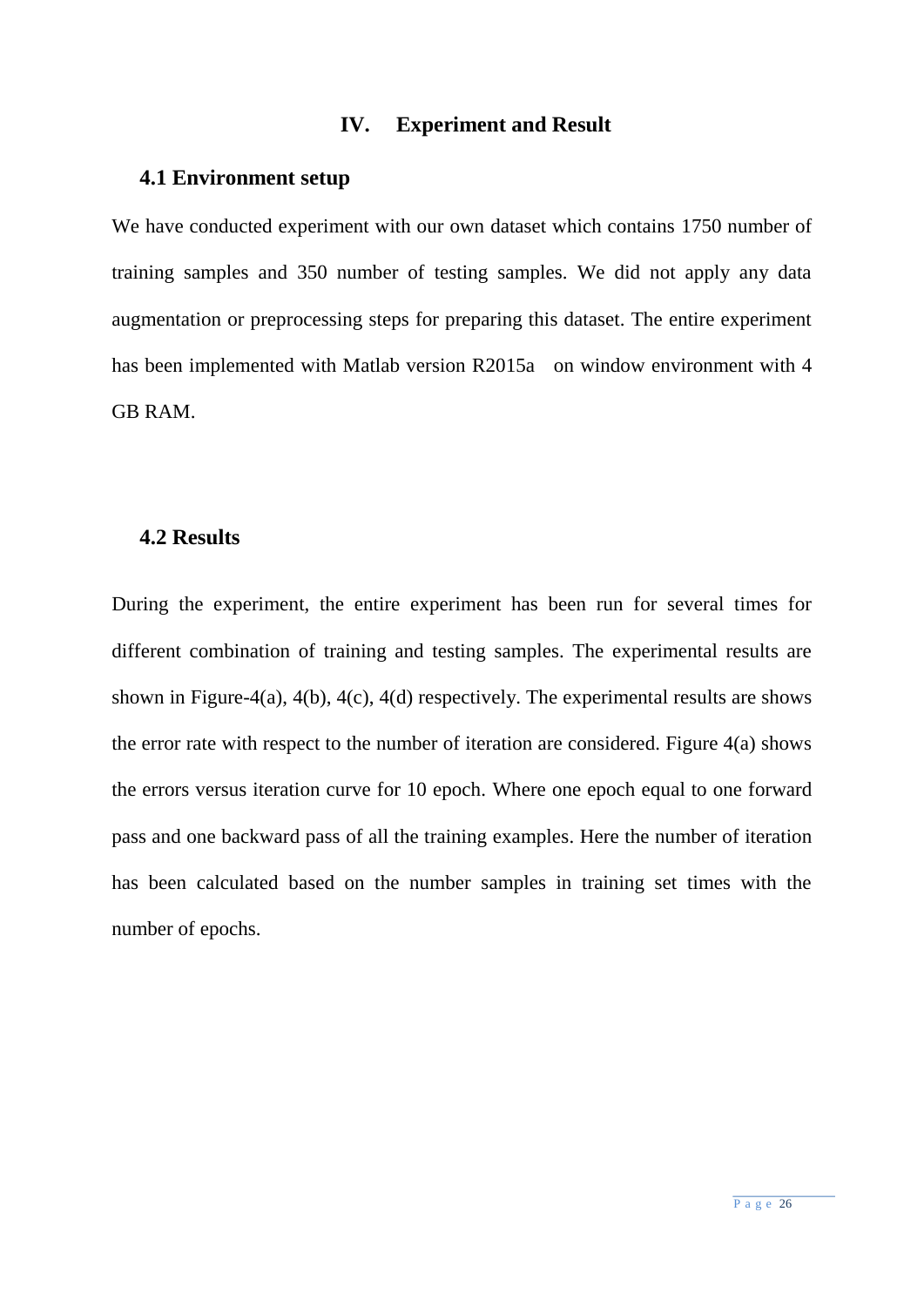# IV. Experiment and Result

## 4.1 Environment setup

We have conducted experiment with our own dataset which contains 1750 number of training samples and 350 number of testing samples. We did not apply any data augmentation or preprocessing steps for preparing this dataset. The entire experiment has been implemented with Matlab version R2015a on window environment with 4 GB RAM.

## 4.2 Results

During the experiment, the entire experiment has been run for several times for different combination of training and testing samples. The experimental results are shown in Figure-4(a), 4(b), 4(c), 4(d) respectively. The experimental results are shows the error rate with respect to the number of iteration are considered. Figure 4(a) shows the errors versus iteration curve for 10 epoch. Where one epoch equal to one forward pass and one backward pass of all the training examples. Here the number of iteration has been calculated based on the number samples in training set times with the number of epochs.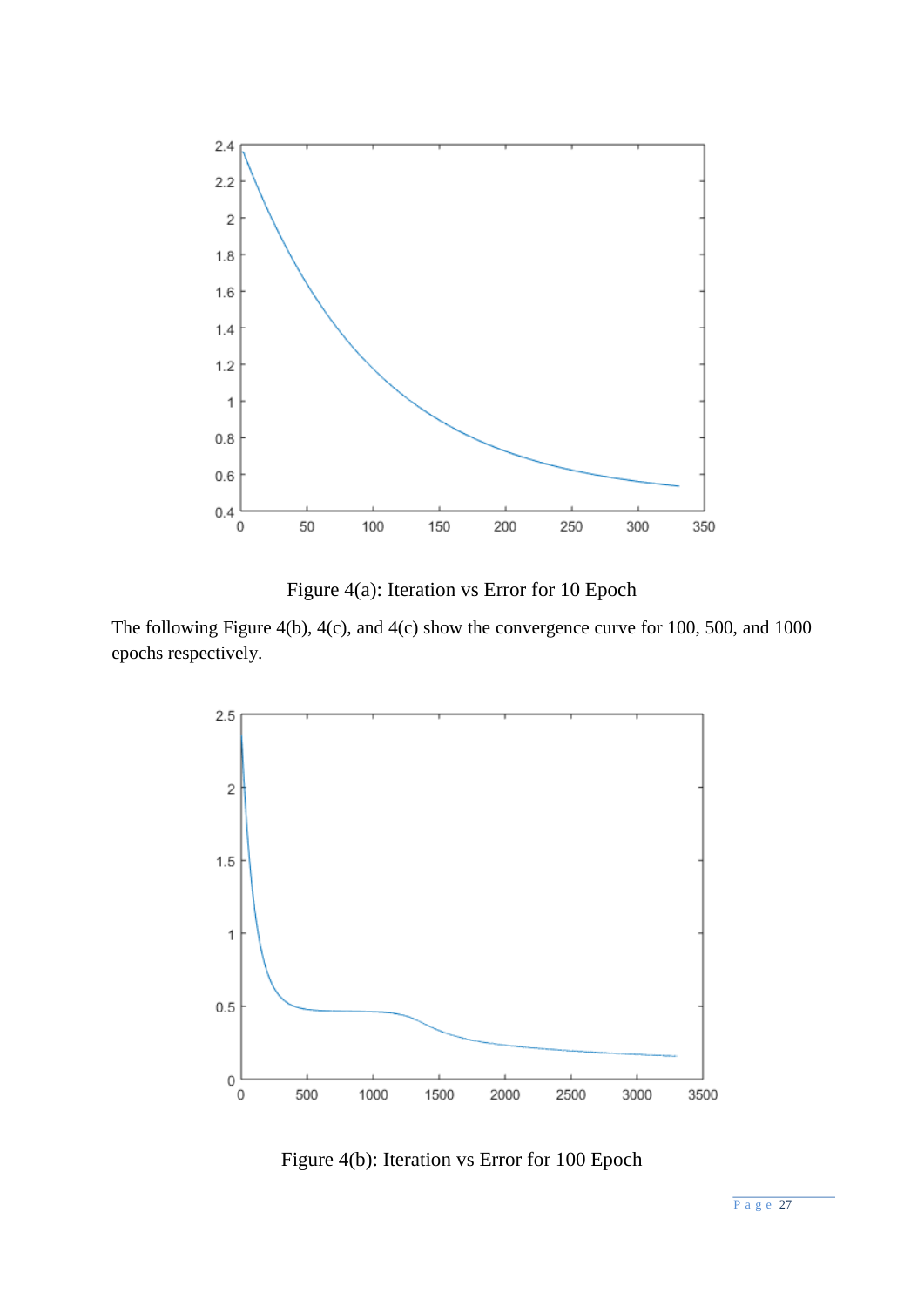Figure 4(a): Iteration vs Error for 10 Epoch

The following Figure 4(b), 4(c), and 4(c) show the convergence curve for 100, 500, and 1000 epochs respectively.

Figure 4(b): Iteration vs Error for 100 Epoch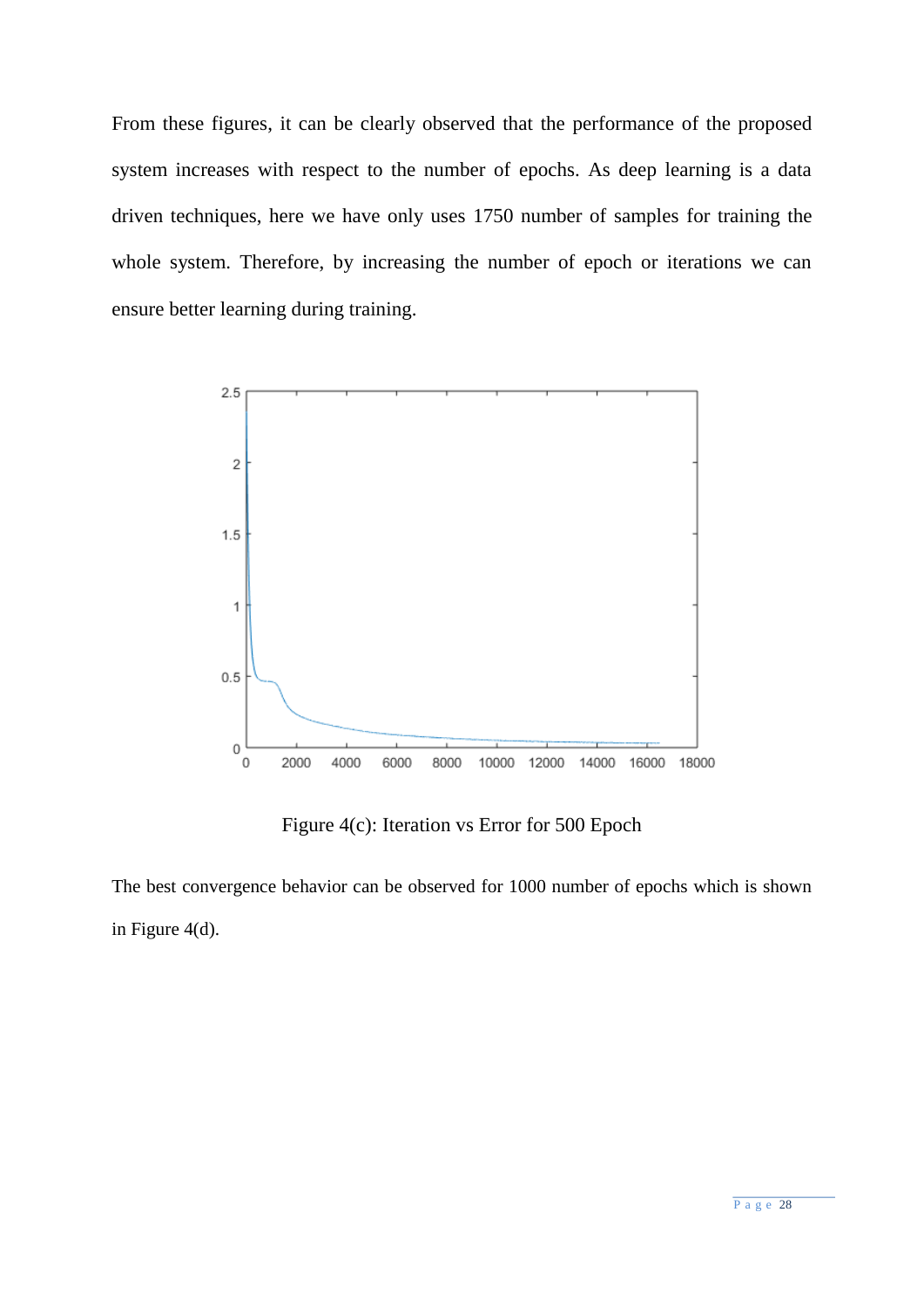From these figures, it can be clearly observed that the performance of the proposed system increases with respect to the number of epochs. As deep learning is a data driven techniques, here we have only uses 1750 number of samples for training the whole system. Therefore, by increasing the number of epoch or iterations we can ensure better learning during training.

Figure 4(c): Iteration vs Error for 500 Epoch

The best convergence behavior can be observed for 1000 number of epochs which is shown in Figure 4(d).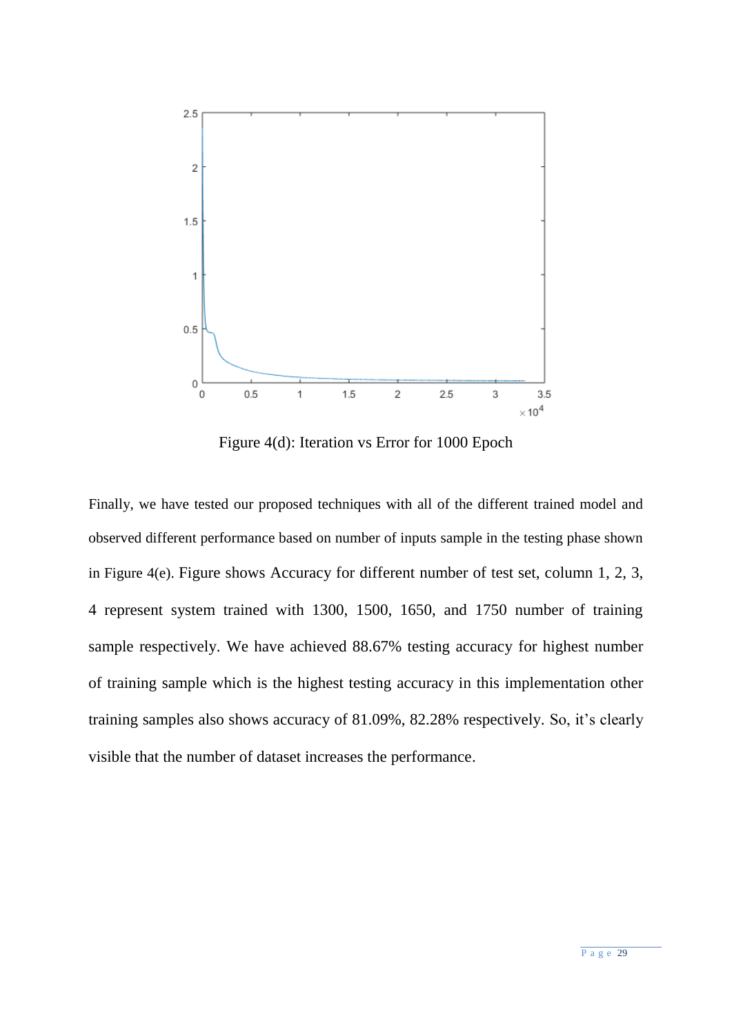Figure 4(d): Iteration vs Error for 1000 Epoch

Finally, we have tested our proposed techniques with all of the different trained model and observed different performance based on number of inputs sample in the testing phase shown in Figure 4(e). Figure shows Accuracy for different number of test set, column 1, 2, 3, 4 represent system trained with 1300, 1500, 1650, and 1750 number of training sample respectively. We have achieved 88.67% testing accuracy for highest number of training sample which is the highest testing accuracy in this implementation other training samples also shows accuracy of 81.09%, 82.28% respectively. So, it's clearly visible that the number of dataset increases the performance.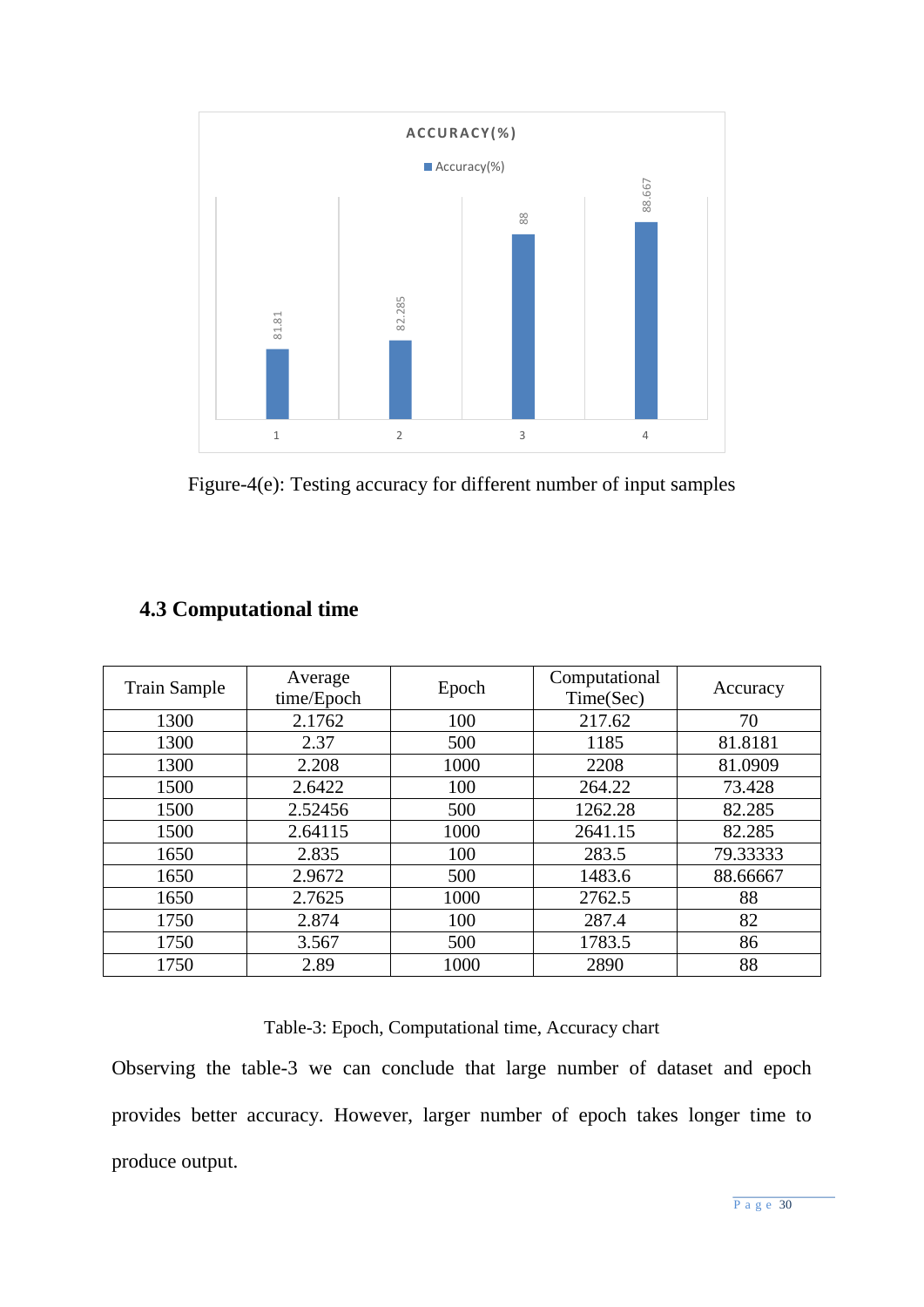Figure-4(e): Testing accuracy for different number of input samples

### 4.3 Computational time

| Train Sample | Average time/Epoch | Epoch | Computational Time(Sec) | Accuracy |
|---|---|---|---|---|
| 1300 | 2.1762 | 100 | 217.62 | 70 |
| 1300 | 2.37 | 500 | 1185 | 81.8181 |
| 1300 | 2.208 | 1000 | 2208 | 81.0909 |
| 1500 | 2.6422 | 100 | 264.22 | 73.428 |
| 1500 | 2.52456 | 500 | 1262.28 | 82.285 |
| 1500 | 2.64115 | 1000 | 2641.15 | 82.285 |
| 1650 | 2.835 | 100 | 283.5 | 79.33333 |
| 1650 | 2.9672 | 500 | 1483.6 | 88.66667 |
| 1650 | 2.7625 | 1000 | 2762.5 | 88 |
| 1750 | 2.874 | 100 | 287.4 | 82 |
| 1750 | 3.567 | 500 | 1783.5 | 86 |
| 1750 | 2.89 | 1000 | 2890 | 88 |

Table-3: Epoch, Computational time, Accuracy chart

Observing the table-3 we can conclude that large number of dataset and epoch provides better accuracy. However, larger number of epoch takes longer time to produce output.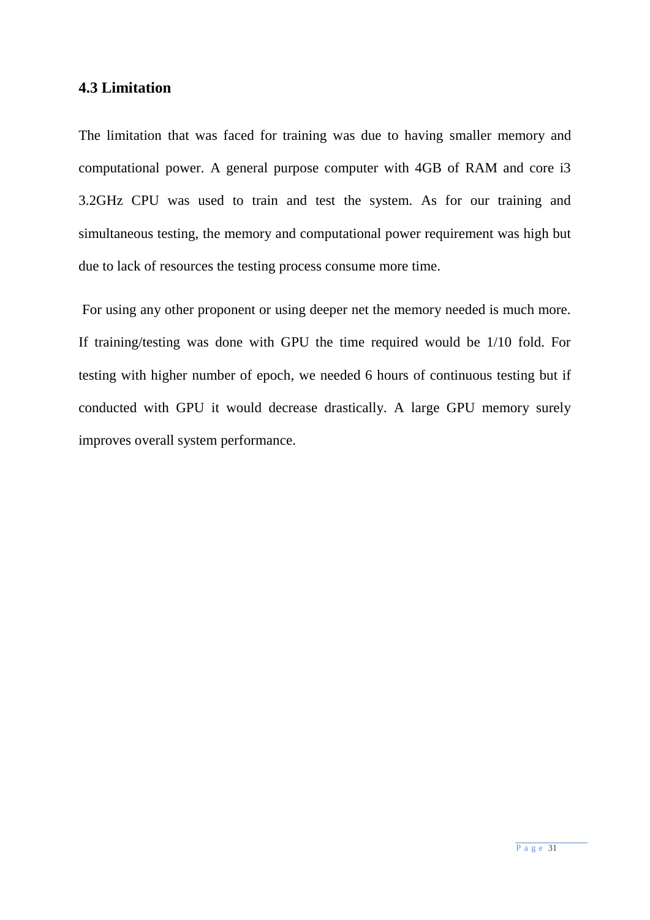### 4.3 Limitation

The limitation that was faced for training was due to having smaller memory and computational power. A general purpose computer with 4GB of RAM and core i3 3.2GHz CPU was used to train and test the system. As for our training and simultaneous testing, the memory and computational power requirement was high but due to lack of resources the testing process consume more time.

For using any other proponent or using deeper net the memory needed is much more. If training/testing was done with GPU the time required would be 1/10 fold. For testing with higher number of epoch, we needed 6 hours of continuous testing but if conducted with GPU it would decrease drastically. A large GPU memory surely improves overall system performance.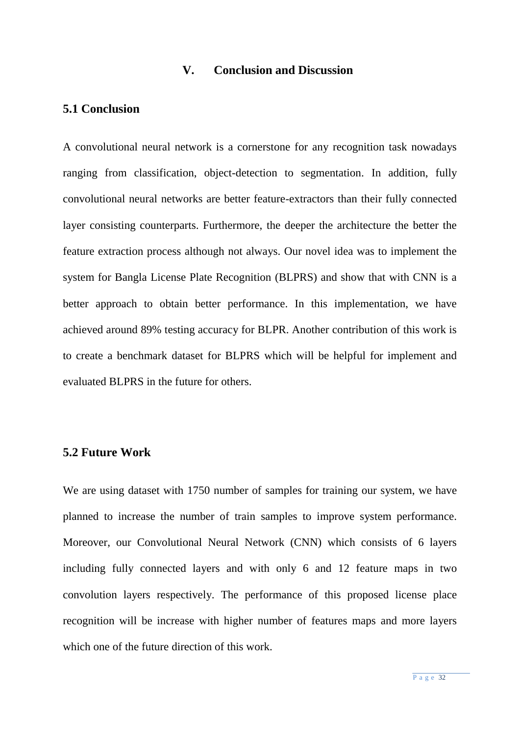# V. Conclusion and Discussion

## 5.1 Conclusion

A convolutional neural network is a cornerstone for any recognition task nowadays ranging from classification, object-detection to segmentation. In addition, fully convolutional neural networks are better feature-extractors than their fully connected layer consisting counterparts. Furthermore, the deeper the architecture the better the feature extraction process although not always. Our novel idea was to implement the system for Bangla License Plate Recognition (BLPRS) and show that with CNN is a better approach to obtain better performance. In this implementation, we have achieved around 89% testing accuracy for BLPR. Another contribution of this work is to create a benchmark dataset for BLPRS which will be helpful for implement and evaluated BLPRS in the future for others.

## 5.2 Future Work

We are using dataset with 1750 number of samples for training our system, we have planned to increase the number of train samples to improve system performance. Moreover, our Convolutional Neural Network (CNN) which consists of 6 layers including fully connected layers and with only 6 and 12 feature maps in two convolution layers respectively. The performance of this proposed license place recognition will be increase with higher number of features maps and more layers which one of the future direction of this work.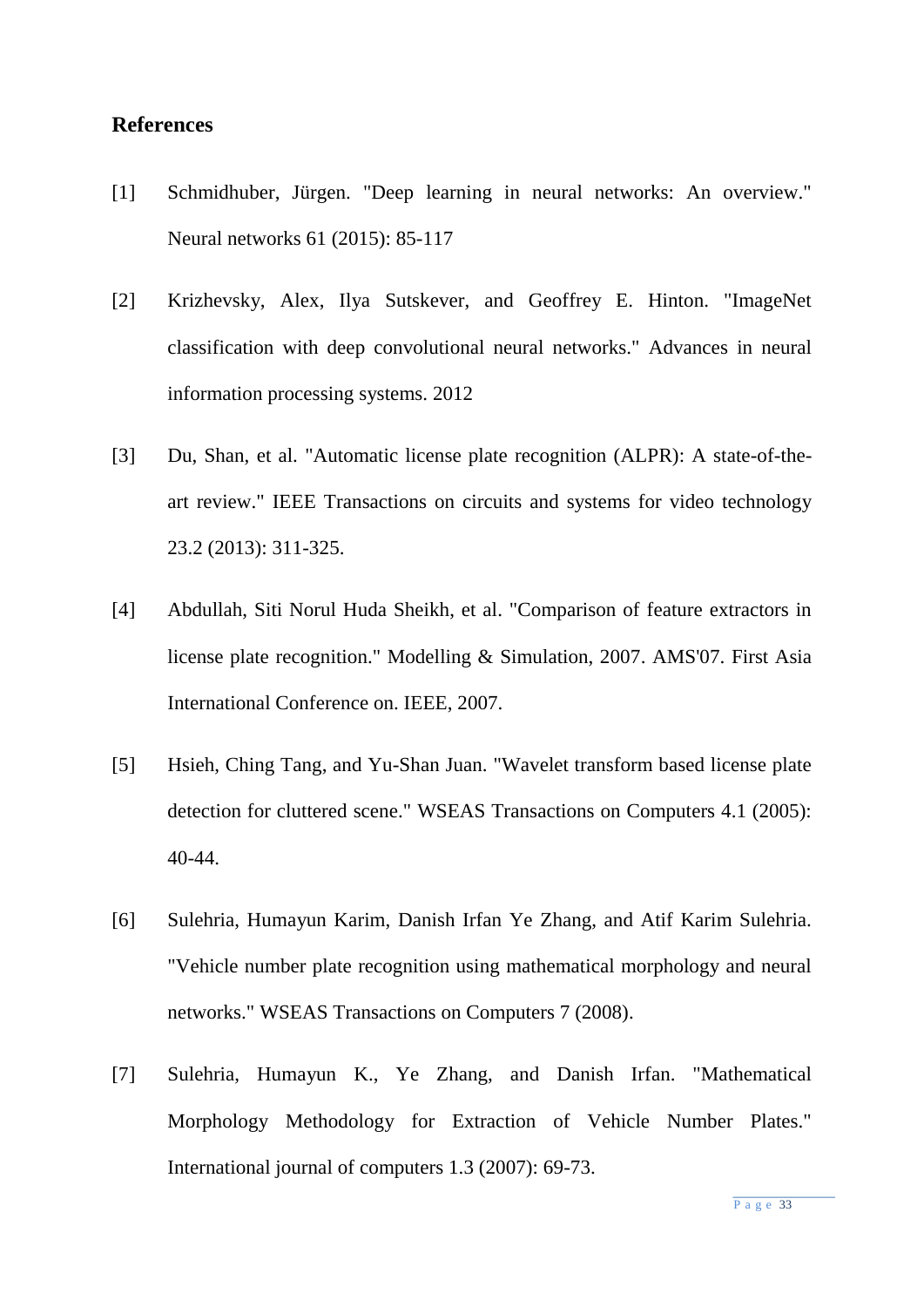## References

[1] Schmidhuber, Jürgen. "Deep learning in neural networks: An overview." Neural networks 61 (2015): 85-117

[2] Krizhevsky, Alex, Ilya Sutskever, and Geoffrey E. Hinton. "ImageNet classification with deep convolutional neural networks." Advances in neural information processing systems. 2012

[3] Du, Shan, et al. "Automatic license plate recognition (ALPR): A state-of-the-art review." IEEE Transactions on circuits and systems for video technology 23.2 (2013): 311-325.

[4] Abdullah, Siti Norul Huda Sheikh, et al. "Comparison of feature extractors in license plate recognition." Modelling & Simulation, 2007. AMS'07. First Asia International Conference on. IEEE, 2007.

[5] Hsieh, Ching Tang, and Yu-Shan Juan. "Wavelet transform based license plate detection for cluttered scene." WSEAS Transactions on Computers 4.1 (2005): 40-44.

[6] Sulehria, Humayun Karim, Danish Irfan Ye Zhang, and Atif Karim Sulehria. "Vehicle number plate recognition using mathematical morphology and neural networks." WSEAS Transactions on Computers 7 (2008).

[7] Sulehria, Humayun K., Ye Zhang, and Danish Irfan. "Mathematical Morphology Methodology for Extraction of Vehicle Number Plates." International journal of computers 1.3 (2007): 69-73.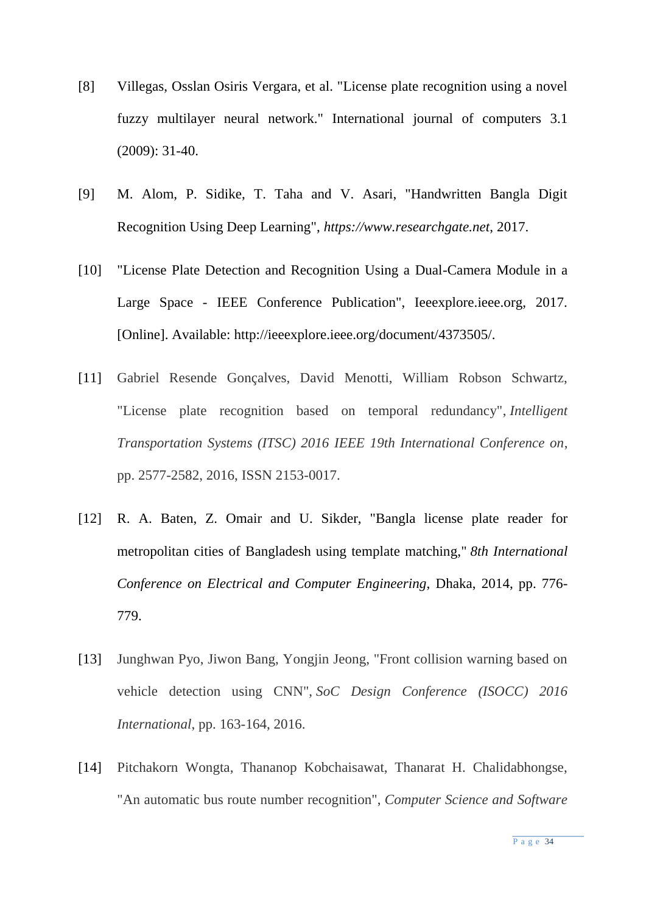[8] Villegas, Osslan Osiris Vergara, et al. "License plate recognition using a novel fuzzy multilayer neural network." International journal of computers 3.1 (2009): 31-40.

[9] M. Alom, P. Sidike, T. Taha and V. Asari, "Handwritten Bangla Digit Recognition Using Deep Learning", *https://www.researchgate.net*, 2017.

[10] "License Plate Detection and Recognition Using a Dual-Camera Module in a Large Space - IEEE Conference Publication", Ieeexplore.ieee.org, 2017. [Online]. Available: http://ieeexplore.ieee.org/document/4373505/.

[11] Gabriel Resende Gonçalves, David Menotti, William Robson Schwartz, "License plate recognition based on temporal redundancy", *Intelligent Transportation Systems (ITSC) 2016 IEEE 19th International Conference on*, pp. 2577-2582, 2016, ISSN 2153-0017.

[12] R. A. Baten, Z. Omair and U. Sikder, "Bangla license plate reader for metropolitan cities of Bangladesh using template matching," *8th International Conference on Electrical and Computer Engineering*, Dhaka, 2014, pp. 776-779.

[13] Junghwan Pyo, Jiwon Bang, Yongjin Jeong, "Front collision warning based on vehicle detection using CNN", *SoC Design Conference (ISOCC) 2016 International*, pp. 163-164, 2016.

[14] Pitchakorn Wongta, Thananop Kobchaisawat, Thanarat H. Chalidabhongse, "An automatic bus route number recognition", *Computer Science and Software*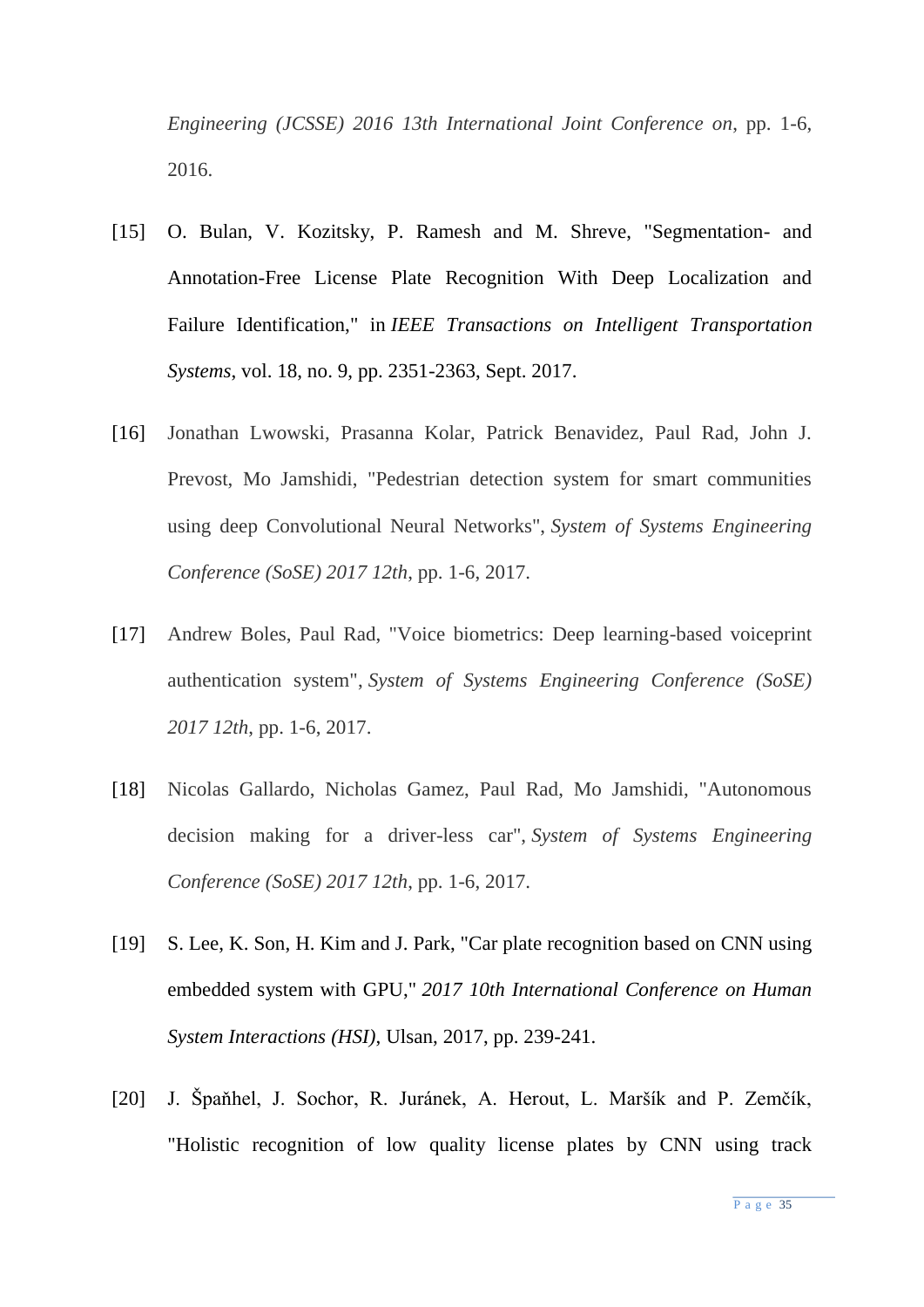*Engineering (JCSSE) 2016 13th International Joint Conference on*, pp. 1-6, 2016.

[15] O. Bulan, V. Kozitsky, P. Ramesh and M. Shreve, "Segmentation- and Annotation-Free License Plate Recognition With Deep Localization and Failure Identification," in *IEEE Transactions on Intelligent Transportation Systems*, vol. 18, no. 9, pp. 2351-2363, Sept. 2017.

[16] Jonathan Lwowski, Prasanna Kolar, Patrick Benavidez, Paul Rad, John J. Prevost, Mo Jamshidi, "Pedestrian detection system for smart communities using deep Convolutional Neural Networks", *System of Systems Engineering Conference (SoSE) 2017 12th*, pp. 1-6, 2017.

[17] Andrew Boles, Paul Rad, "Voice biometrics: Deep learning-based voiceprint authentication system", *System of Systems Engineering Conference (SoSE) 2017 12th*, pp. 1-6, 2017.

[18] Nicolas Gallardo, Nicholas Gamez, Paul Rad, Mo Jamshidi, "Autonomous decision making for a driver-less car", *System of Systems Engineering Conference (SoSE) 2017 12th*, pp. 1-6, 2017.

[19] S. Lee, K. Son, H. Kim and J. Park, "Car plate recognition based on CNN using embedded system with GPU," *2017 10th International Conference on Human System Interactions (HSI)*, Ulsan, 2017, pp. 239-241.

[20] J. Špaňhel, J. Sochor, R. Juránek, A. Herout, L. Maršík and P. Zemčík, "Holistic recognition of low quality license plates by CNN using track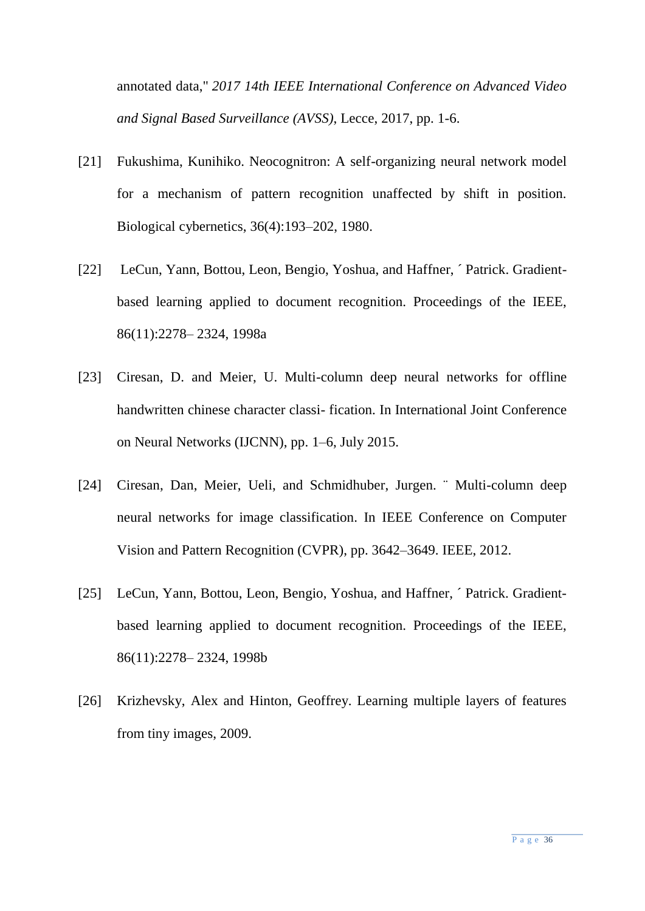annotated data," *2017 14th IEEE International Conference on Advanced Video and Signal Based Surveillance (AVSS)*, Lecce, 2017, pp. 1-6.

[21] Fukushima, Kunihiko. Neocognitron: A self-organizing neural network model for a mechanism of pattern recognition unaffected by shift in position. Biological cybernetics, 36(4):193–202, 1980.

[22] LeCun, Yann, Bottou, Leon, Bengio, Yoshua, and Haffner, ´ Patrick. Gradient-based learning applied to document recognition. Proceedings of the IEEE, 86(11):2278– 2324, 1998a

[23] Ciresan, D. and Meier, U. Multi-column deep neural networks for offline handwritten chinese character classi- fication. In International Joint Conference on Neural Networks (IJCNN), pp. 1–6, July 2015.

[24] Ciresan, Dan, Meier, Ueli, and Schmidhuber, Jurgen. ¨ Multi-column deep neural networks for image classification. In IEEE Conference on Computer Vision and Pattern Recognition (CVPR), pp. 3642–3649. IEEE, 2012.

[25] LeCun, Yann, Bottou, Leon, Bengio, Yoshua, and Haffner, ´ Patrick. Gradient-based learning applied to document recognition. Proceedings of the IEEE, 86(11):2278– 2324, 1998b

[26] Krizhevsky, Alex and Hinton, Geoffrey. Learning multiple layers of features from tiny images, 2009.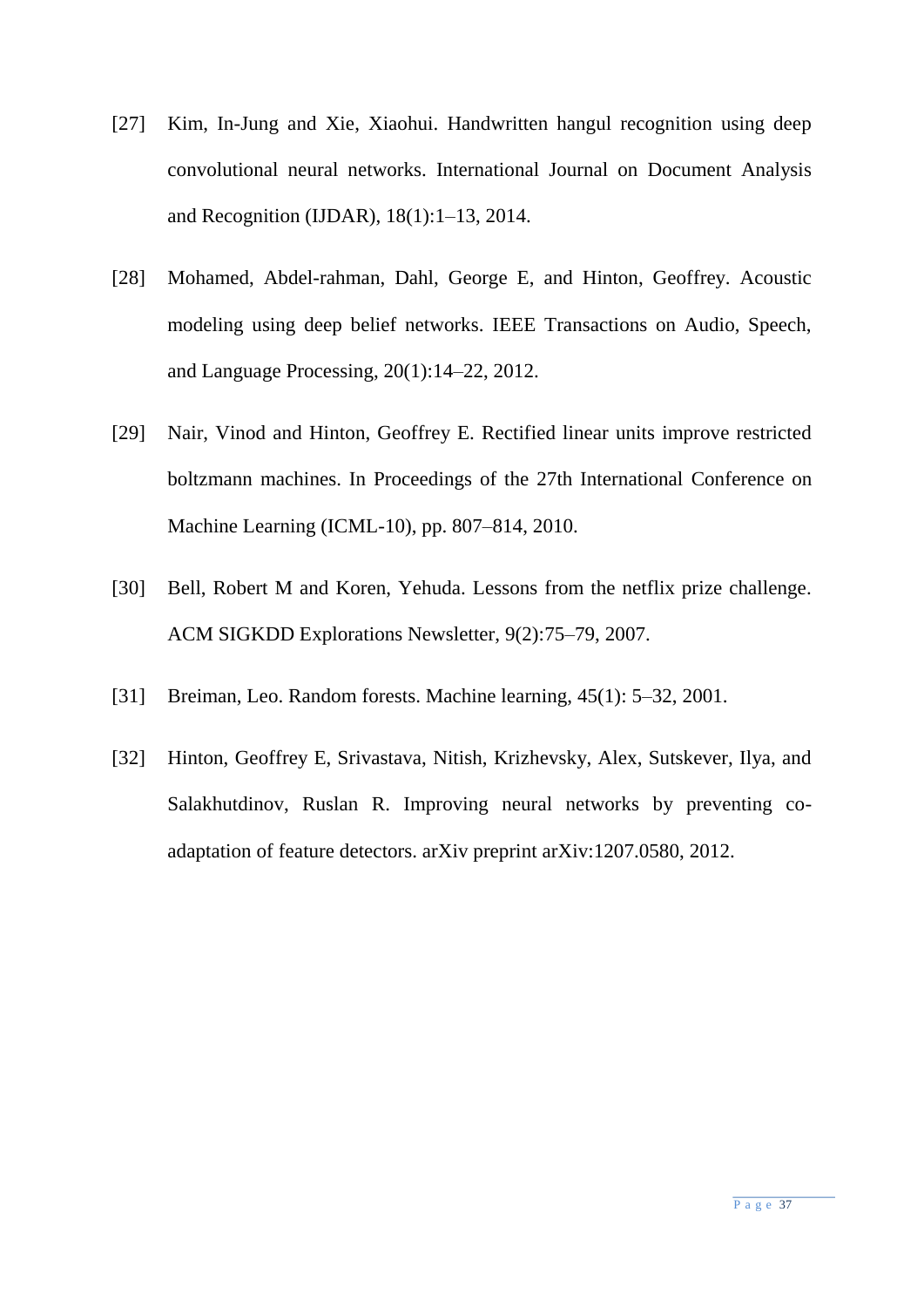[27] Kim, In-Jung and Xie, Xiaohui. Handwritten hangul recognition using deep convolutional neural networks. International Journal on Document Analysis and Recognition (IJDAR), 18(1):1–13, 2014.

[28] Mohamed, Abdel-rahman, Dahl, George E, and Hinton, Geoffrey. Acoustic modeling using deep belief networks. IEEE Transactions on Audio, Speech, and Language Processing, 20(1):14–22, 2012.

[29] Nair, Vinod and Hinton, Geoffrey E. Rectified linear units improve restricted boltzmann machines. In Proceedings of the 27th International Conference on Machine Learning (ICML-10), pp. 807–814, 2010.

[30] Bell, Robert M and Koren, Yehuda. Lessons from the netflix prize challenge. ACM SIGKDD Explorations Newsletter, 9(2):75–79, 2007.

[31] Breiman, Leo. Random forests. Machine learning, 45(1): 5–32, 2001.

[32] Hinton, Geoffrey E, Srivastava, Nitish, Krizhevsky, Alex, Sutskever, Ilya, and Salakhutdinov, Ruslan R. Improving neural networks by preventing co-adaptation of feature detectors. arXiv preprint arXiv:1207.0580, 2012.